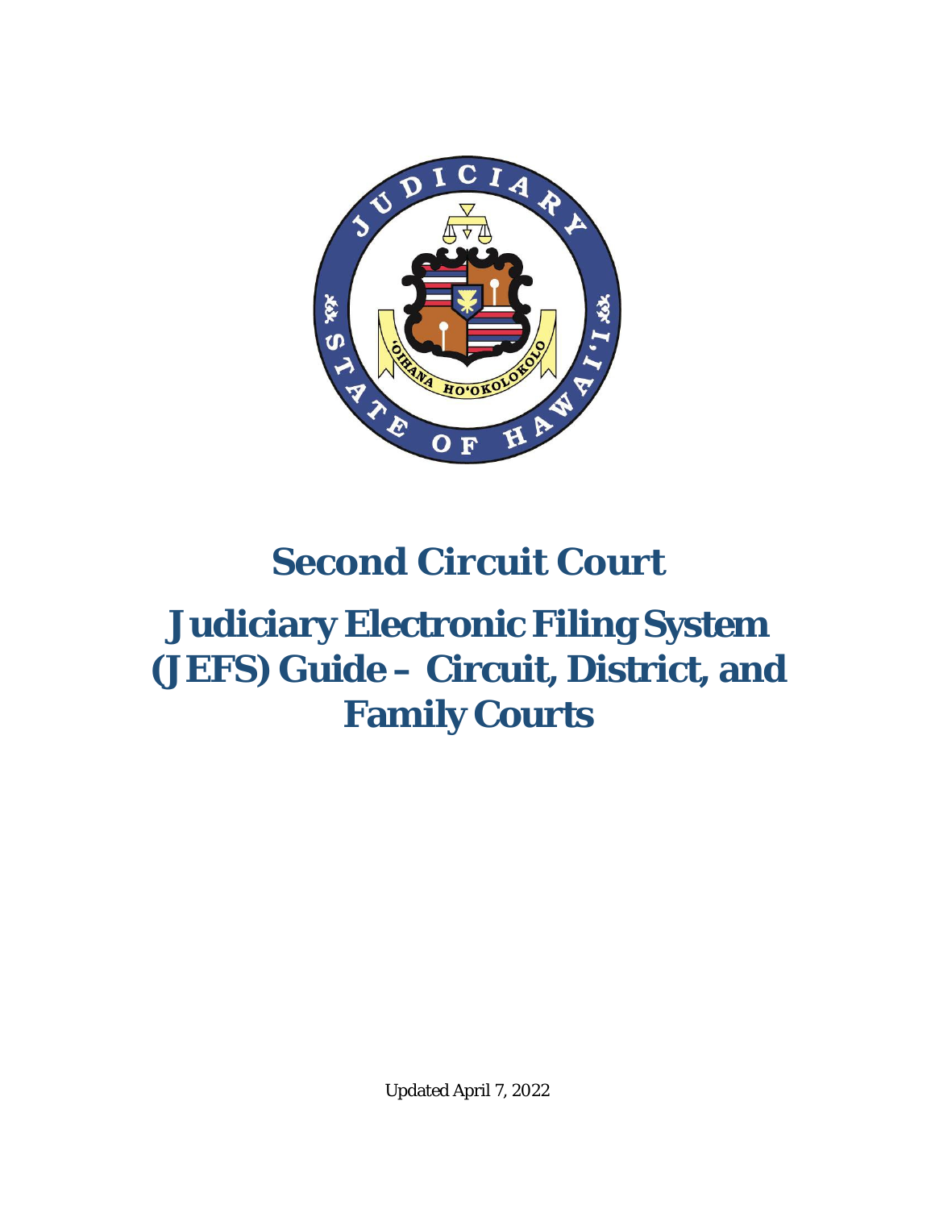# Second Circuit Court

# Judiciary Electronic Filing System (JEFS) Guide – Circuit, District, and Family Courts

Updated April 7, 2022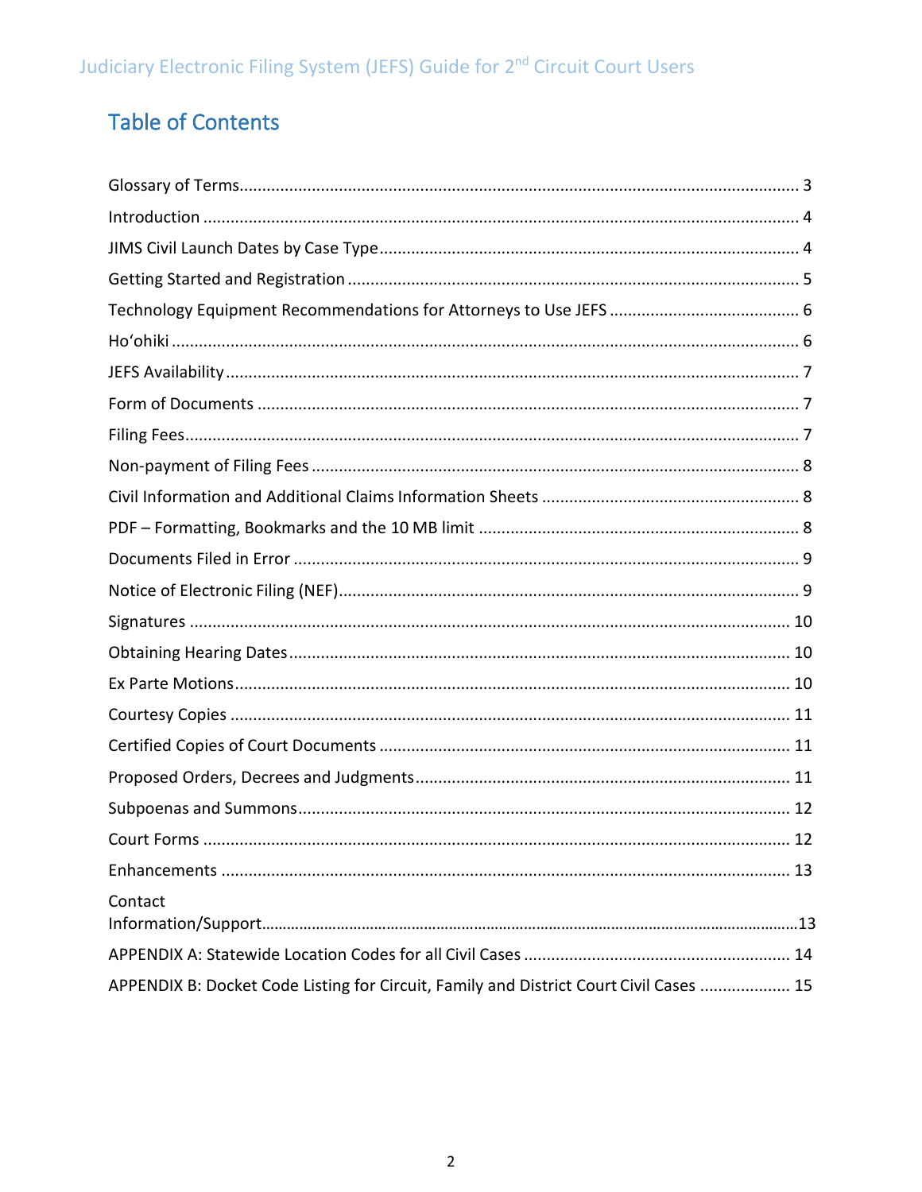## Table of Contents

Glossary of Terms.......... 3

Introduction .......... 4

JIMS Civil Launch Dates by Case Type.......... 4

Getting Started and Registration .......... 5

Technology Equipment Recommendations for Attorneys to Use JEFS .......... 6

Ho'ohiki .......... 6

JEFS Availability.......... 7

Form of Documents .......... 7

Filing Fees.......... 7

Non-payment of Filing Fees .......... 8

Civil Information and Additional Claims Information Sheets .......... 8

PDF – Formatting, Bookmarks and the 10 MB limit .......... 8

Documents Filed in Error .......... 9

Notice of Electronic Filing (NEF).......... 9

Signatures .......... 10

Obtaining Hearing Dates.......... 10

Ex Parte Motions.......... 10

Courtesy Copies .......... 11

Certified Copies of Court Documents .......... 11

Proposed Orders, Decrees and Judgments.......... 11

Subpoenas and Summons.......... 12

Court Forms .......... 12

Enhancements .......... 13

Contact Information/Support.......... 13

APPENDIX A: Statewide Location Codes for all Civil Cases .......... 14

APPENDIX B: Docket Code Listing for Circuit, Family and District Court Civil Cases .......... 15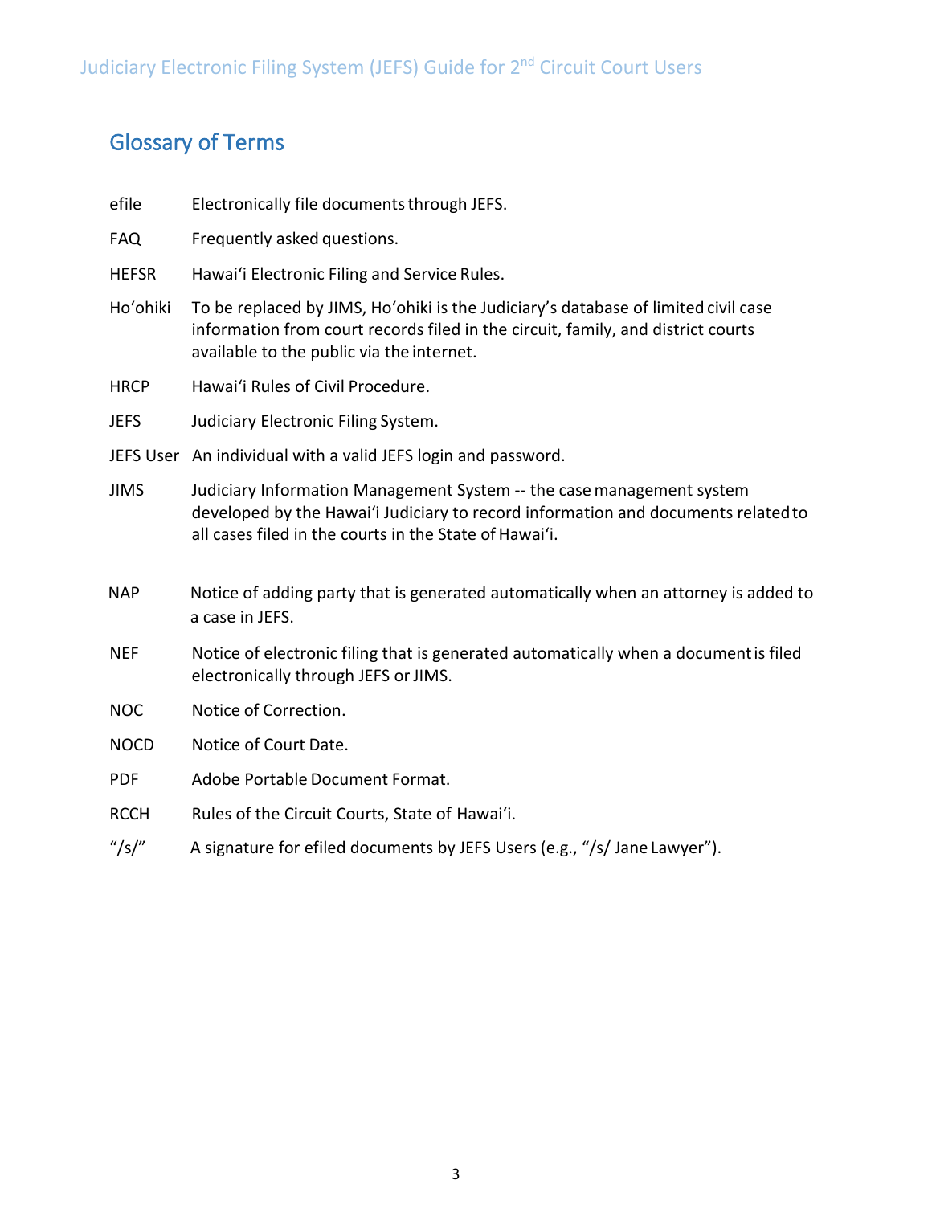## Glossary of Terms

| | |
|---|---|
| efile | Electronically file documents through JEFS. |
| FAQ | Frequently asked questions. |
| HEFSR | Hawaiʻi Electronic Filing and Service Rules. |
| Hoʻohiki | To be replaced by JIMS, Hoʻohiki is the Judiciary's database of limited civil case information from court records filed in the circuit, family, and district courts available to the public via the internet. |
| HRCP | Hawaiʻi Rules of Civil Procedure. |
| JEFS | Judiciary Electronic Filing System. |
| JEFS User | An individual with a valid JEFS login and password. |
| JIMS | Judiciary Information Management System -- the case management system developed by the Hawaiʻi Judiciary to record information and documents related to all cases filed in the courts in the State of Hawaiʻi. |
| NAP | Notice of adding party that is generated automatically when an attorney is added to a case in JEFS. |
| NEF | Notice of electronic filing that is generated automatically when a document is filed electronically through JEFS or JIMS. |
| NOC | Notice of Correction. |
| NOCD | Notice of Court Date. |
| PDF | Adobe Portable Document Format. |
| RCCH | Rules of the Circuit Courts, State of Hawaiʻi. |
| "/s/" | A signature for efiled documents by JEFS Users (e.g., "/s/ Jane Lawyer"). |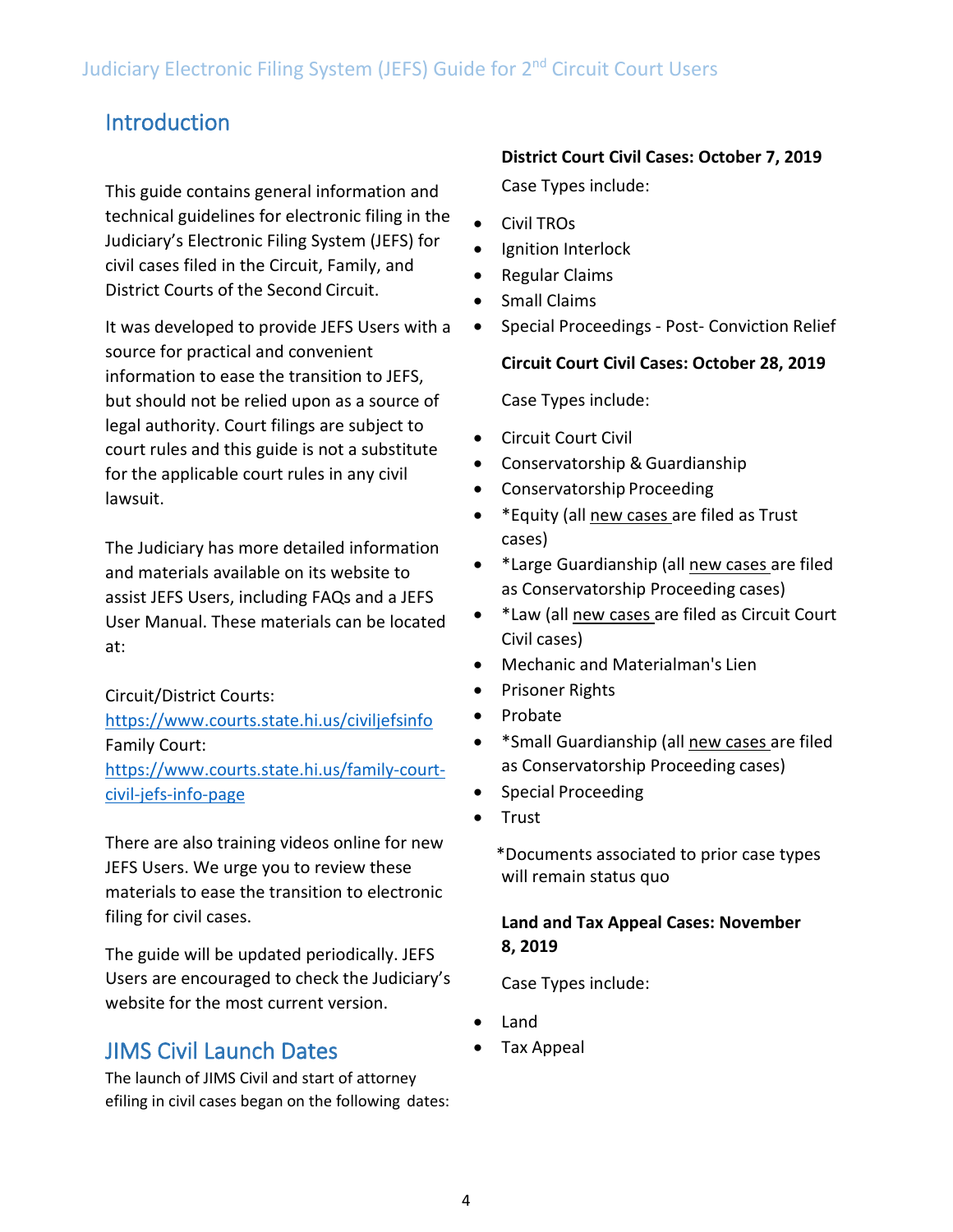## Introduction

This guide contains general information and technical guidelines for electronic filing in the Judiciary's Electronic Filing System (JEFS) for civil cases filed in the Circuit, Family, and District Courts of the Second Circuit.

It was developed to provide JEFS Users with a source for practical and convenient information to ease the transition to JEFS, but should not be relied upon as a source of legal authority. Court filings are subject to court rules and this guide is not a substitute for the applicable court rules in any civil lawsuit.

The Judiciary has more detailed information and materials available on its website to assist JEFS Users, including FAQs and a JEFS User Manual. These materials can be located at:

Circuit/District Courts:
https://www.courts.state.hi.us/civiljefsinfo
Family Court:
https://www.courts.state.hi.us/family-court-civil-jefs-info-page

There are also training videos online for new JEFS Users. We urge you to review these materials to ease the transition to electronic filing for civil cases.

The guide will be updated periodically. JEFS Users are encouraged to check the Judiciary's website for the most current version.

## JIMS Civil Launch Dates

The launch of JIMS Civil and start of attorney efiling in civil cases began on the following dates:

**District Court Civil Cases: October 7, 2019**

Case Types include:

- Civil TROs
- Ignition Interlock
- Regular Claims
- Small Claims
- Special Proceedings - Post- Conviction Relief

**Circuit Court Civil Cases: October 28, 2019**

Case Types include:

- Circuit Court Civil
- Conservatorship & Guardianship
- Conservatorship Proceeding
- *Equity (all new cases are filed as Trust cases)
- *Large Guardianship (all new cases are filed as Conservatorship Proceeding cases)
- *Law (all new cases are filed as Circuit Court Civil cases)
- Mechanic and Materialman's Lien
- Prisoner Rights
- Probate
- *Small Guardianship (all new cases are filed as Conservatorship Proceeding cases)
- Special Proceeding
- Trust

*Documents associated to prior case types will remain status quo

**Land and Tax Appeal Cases: November 8, 2019**

Case Types include:

- Land
- Tax Appeal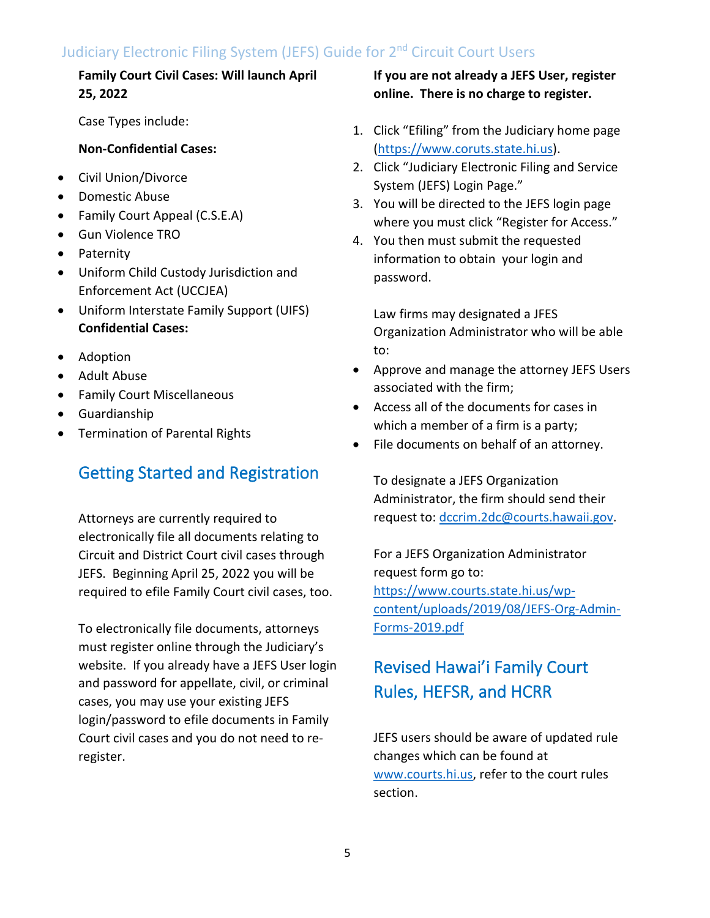**Family Court Civil Cases: Will launch April 25, 2022**

Case Types include:

**Non-Confidential Cases:**

- Civil Union/Divorce
- Domestic Abuse
- Family Court Appeal (C.S.E.A)
- Gun Violence TRO
- Paternity
- Uniform Child Custody Jurisdiction and Enforcement Act (UCCJEA)
- Uniform Interstate Family Support (UIFS)

**Confidential Cases:**

- Adoption
- Adult Abuse
- Family Court Miscellaneous
- Guardianship
- Termination of Parental Rights

## Getting Started and Registration

Attorneys are currently required to electronically file all documents relating to Circuit and District Court civil cases through JEFS. Beginning April 25, 2022 you will be required to efile Family Court civil cases, too.

To electronically file documents, attorneys must register online through the Judiciary's website. If you already have a JEFS User login and password for appellate, civil, or criminal cases, you may use your existing JEFS login/password to efile documents in Family Court civil cases and you do not need to re-register.

**If you are not already a JEFS User, register online. There is no charge to register.**

1. Click "Efiling" from the Judiciary home page (https://www.coruts.state.hi.us).
2. Click "Judiciary Electronic Filing and Service System (JEFS) Login Page."
3. You will be directed to the JEFS login page where you must click "Register for Access."
4. You then must submit the requested information to obtain your login and password.

   Law firms may designated a JEFS Organization Administrator who will be able to:

- Approve and manage the attorney JEFS Users associated with the firm;
- Access all of the documents for cases in which a member of a firm is a party;
- File documents on behalf of an attorney.

To designate a JEFS Organization Administrator, the firm should send their request to: dccrim.2dc@courts.hawaii.gov.

For a JEFS Organization Administrator request form go to: https://www.courts.state.hi.us/wp-content/uploads/2019/08/JEFS-Org-Admin-Forms-2019.pdf

## Revised Hawai'i Family Court Rules, HEFSR, and HCRR

JEFS users should be aware of updated rule changes which can be found at www.courts.hi.us, refer to the court rules section.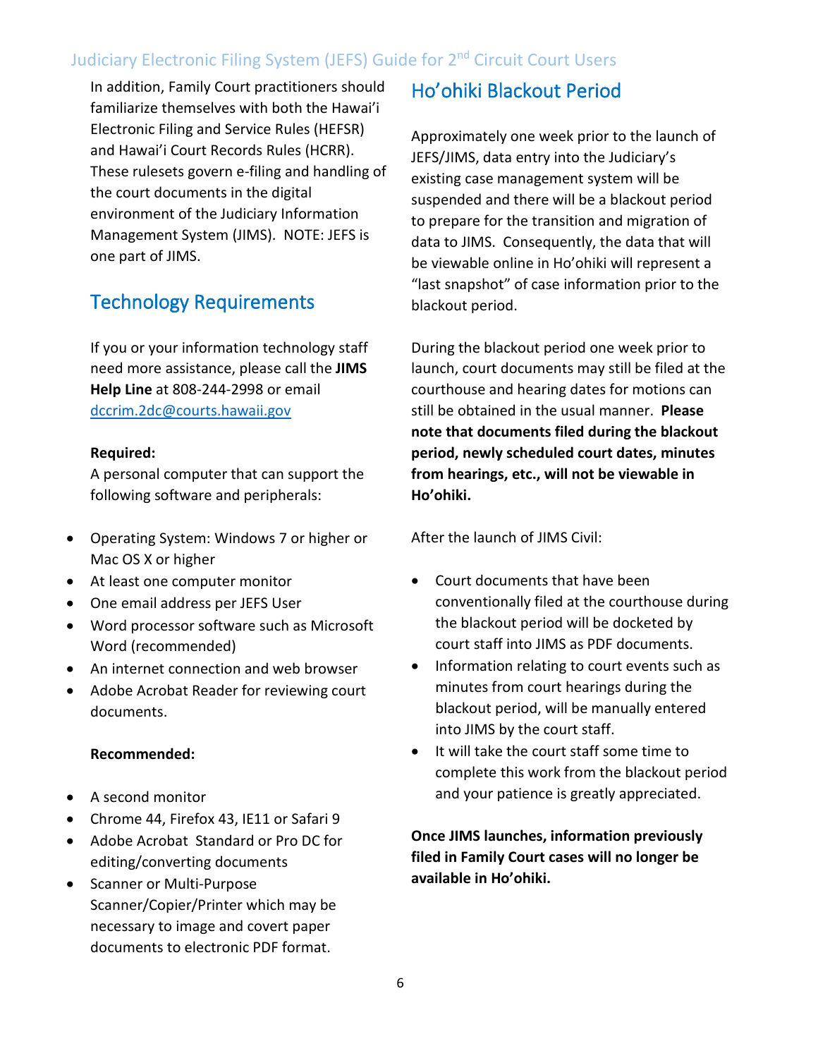In addition, Family Court practitioners should familiarize themselves with both the Hawai'i Electronic Filing and Service Rules (HEFSR) and Hawai'i Court Records Rules (HCRR). These rulesets govern e-filing and handling of the court documents in the digital environment of the Judiciary Information Management System (JIMS). NOTE: JEFS is one part of JIMS.

## Technology Requirements

If you or your information technology staff need more assistance, please call the **JIMS Help Line** at 808-244-2998 or email dccrim.2dc@courts.hawaii.gov

**Required:**

A personal computer that can support the following software and peripherals:

- Operating System: Windows 7 or higher or Mac OS X or higher
- At least one computer monitor
- One email address per JEFS User
- Word processor software such as Microsoft Word (recommended)
- An internet connection and web browser
- Adobe Acrobat Reader for reviewing court documents.

**Recommended:**

- A second monitor
- Chrome 44, Firefox 43, IE11 or Safari 9
- Adobe Acrobat Standard or Pro DC for editing/converting documents
- Scanner or Multi-Purpose Scanner/Copier/Printer which may be necessary to image and covert paper documents to electronic PDF format.

## Ho'ohiki Blackout Period

Approximately one week prior to the launch of JEFS/JIMS, data entry into the Judiciary's existing case management system will be suspended and there will be a blackout period to prepare for the transition and migration of data to JIMS. Consequently, the data that will be viewable online in Ho'ohiki will represent a "last snapshot" of case information prior to the blackout period.

During the blackout period one week prior to launch, court documents may still be filed at the courthouse and hearing dates for motions can still be obtained in the usual manner. **Please note that documents filed during the blackout period, newly scheduled court dates, minutes from hearings, etc., will not be viewable in Ho'ohiki.**

After the launch of JIMS Civil:

- Court documents that have been conventionally filed at the courthouse during the blackout period will be docketed by court staff into JIMS as PDF documents.
- Information relating to court events such as minutes from court hearings during the blackout period, will be manually entered into JIMS by the court staff.
- It will take the court staff some time to complete this work from the blackout period and your patience is greatly appreciated.

**Once JIMS launches, information previously filed in Family Court cases will no longer be available in Ho'ohiki.**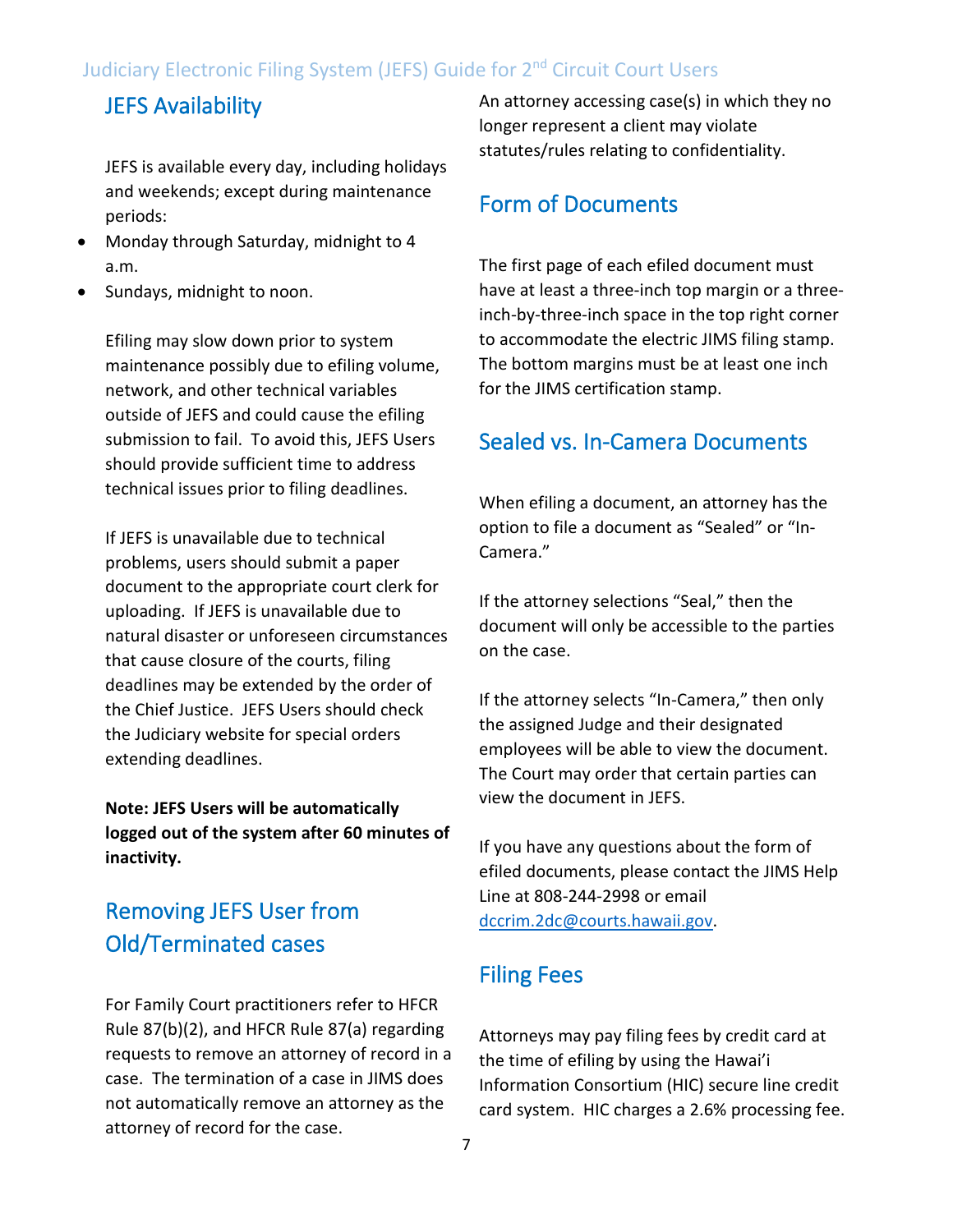## JEFS Availability

JEFS is available every day, including holidays and weekends; except during maintenance periods:

- Monday through Saturday, midnight to 4 a.m.
- Sundays, midnight to noon.

Efiling may slow down prior to system maintenance possibly due to efiling volume, network, and other technical variables outside of JEFS and could cause the efiling submission to fail. To avoid this, JEFS Users should provide sufficient time to address technical issues prior to filing deadlines.

If JEFS is unavailable due to technical problems, users should submit a paper document to the appropriate court clerk for uploading. If JEFS is unavailable due to natural disaster or unforeseen circumstances that cause closure of the courts, filing deadlines may be extended by the order of the Chief Justice. JEFS Users should check the Judiciary website for special orders extending deadlines.

**Note: JEFS Users will be automatically logged out of the system after 60 minutes of inactivity.**

## Removing JEFS User from Old/Terminated cases

For Family Court practitioners refer to HFCR Rule 87(b)(2), and HFCR Rule 87(a) regarding requests to remove an attorney of record in a case. The termination of a case in JIMS does not automatically remove an attorney as the attorney of record for the case.

An attorney accessing case(s) in which they no longer represent a client may violate statutes/rules relating to confidentiality.

## Form of Documents

The first page of each efiled document must have at least a three-inch top margin or a three-inch-by-three-inch space in the top right corner to accommodate the electric JIMS filing stamp. The bottom margins must be at least one inch for the JIMS certification stamp.

## Sealed vs. In-Camera Documents

When efiling a document, an attorney has the option to file a document as "Sealed" or "In-Camera."

If the attorney selections "Seal," then the document will only be accessible to the parties on the case.

If the attorney selects "In-Camera," then only the assigned Judge and their designated employees will be able to view the document. The Court may order that certain parties can view the document in JEFS.

If you have any questions about the form of efiled documents, please contact the JIMS Help Line at 808-244-2998 or email dccrim.2dc@courts.hawaii.gov.

## Filing Fees

Attorneys may pay filing fees by credit card at the time of efiling by using the Hawai'i Information Consortium (HIC) secure line credit card system. HIC charges a 2.6% processing fee.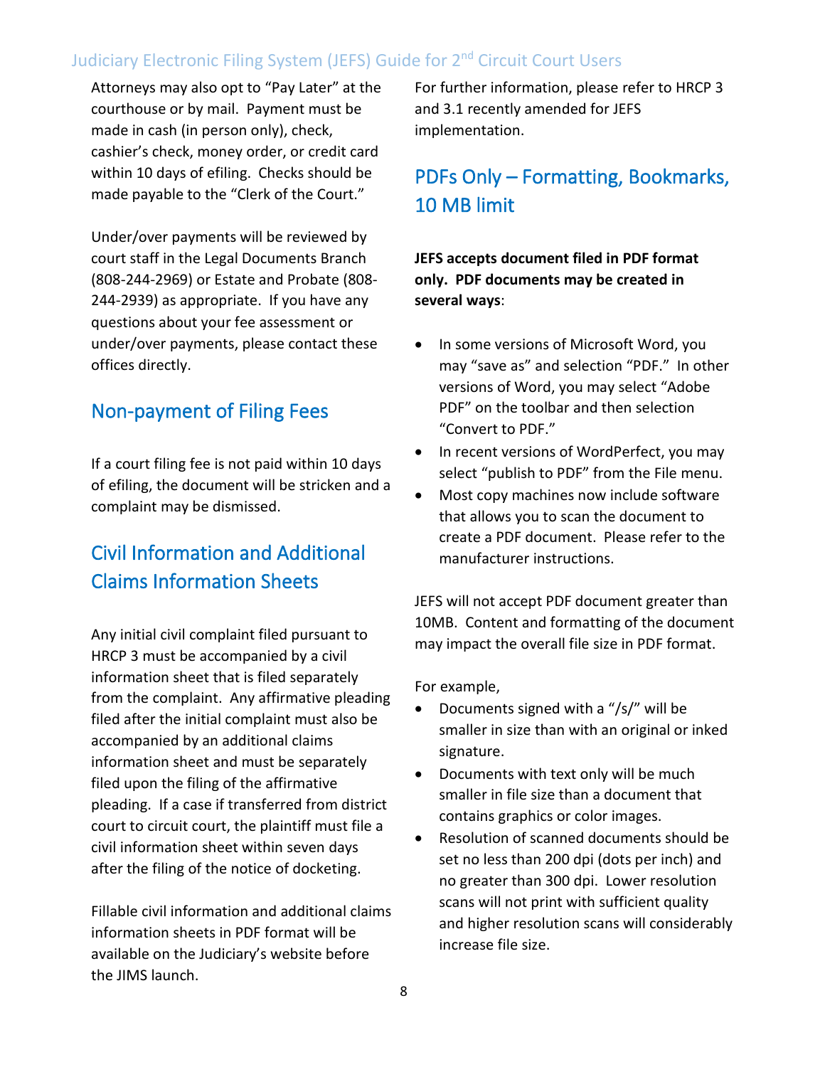Attorneys may also opt to "Pay Later" at the courthouse or by mail. Payment must be made in cash (in person only), check, cashier's check, money order, or credit card within 10 days of efiling. Checks should be made payable to the "Clerk of the Court."

Under/over payments will be reviewed by court staff in the Legal Documents Branch (808-244-2969) or Estate and Probate (808-244-2939) as appropriate. If you have any questions about your fee assessment or under/over payments, please contact these offices directly.

## Non-payment of Filing Fees

If a court filing fee is not paid within 10 days of efiling, the document will be stricken and a complaint may be dismissed.

## Civil Information and Additional Claims Information Sheets

Any initial civil complaint filed pursuant to HRCP 3 must be accompanied by a civil information sheet that is filed separately from the complaint. Any affirmative pleading filed after the initial complaint must also be accompanied by an additional claims information sheet and must be separately filed upon the filing of the affirmative pleading. If a case if transferred from district court to circuit court, the plaintiff must file a civil information sheet within seven days after the filing of the notice of docketing.

Fillable civil information and additional claims information sheets in PDF format will be available on the Judiciary's website before the JIMS launch.

For further information, please refer to HRCP 3 and 3.1 recently amended for JEFS implementation.

## PDFs Only – Formatting, Bookmarks, 10 MB limit

**JEFS accepts document filed in PDF format only. PDF documents may be created in several ways**:

- In some versions of Microsoft Word, you may "save as" and selection "PDF." In other versions of Word, you may select "Adobe PDF" on the toolbar and then selection "Convert to PDF."
- In recent versions of WordPerfect, you may select "publish to PDF" from the File menu.
- Most copy machines now include software that allows you to scan the document to create a PDF document. Please refer to the manufacturer instructions.

JEFS will not accept PDF document greater than 10MB. Content and formatting of the document may impact the overall file size in PDF format.

For example,

- Documents signed with a "/s/" will be smaller in size than with an original or inked signature.
- Documents with text only will be much smaller in file size than a document that contains graphics or color images.
- Resolution of scanned documents should be set no less than 200 dpi (dots per inch) and no greater than 300 dpi. Lower resolution scans will not print with sufficient quality and higher resolution scans will considerably increase file size.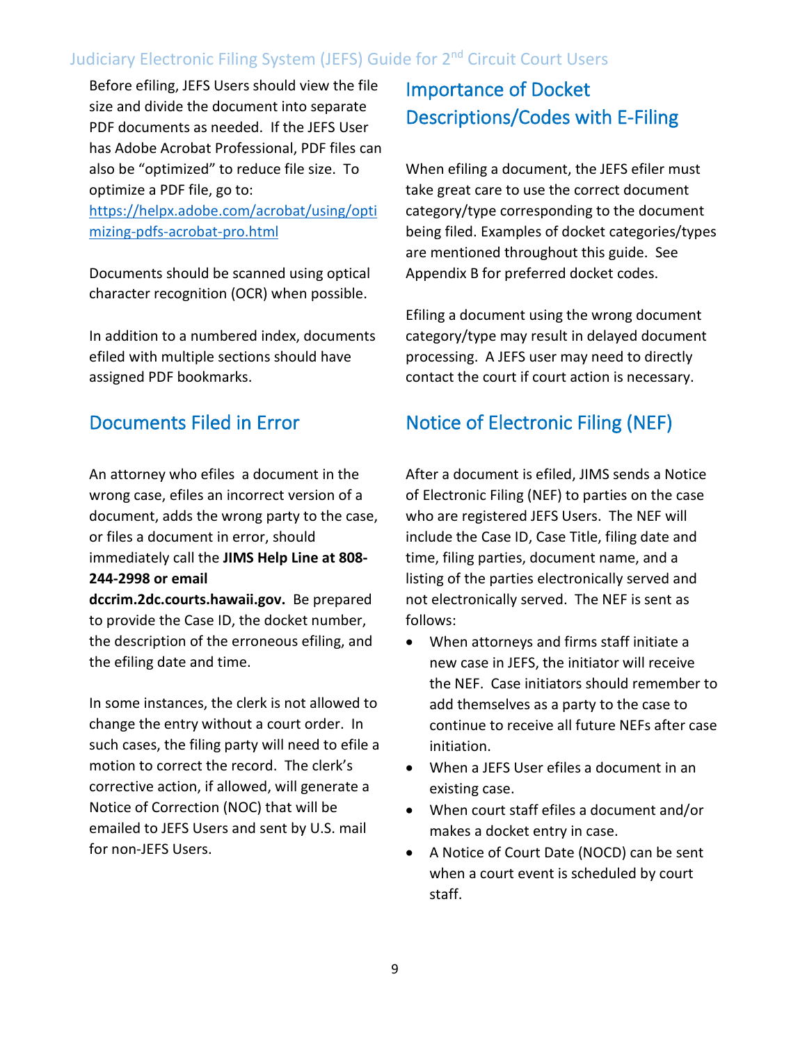Before efiling, JEFS Users should view the file size and divide the document into separate PDF documents as needed. If the JEFS User has Adobe Acrobat Professional, PDF files can also be “optimized” to reduce file size. To optimize a PDF file, go to: [https://helpx.adobe.com/acrobat/using/optimizing-pdfs-acrobat-pro.html](https://helpx.adobe.com/acrobat/using/optimizing-pdfs-acrobat-pro.html)

Documents should be scanned using optical character recognition (OCR) when possible.

In addition to a numbered index, documents efiled with multiple sections should have assigned PDF bookmarks.

## Documents Filed in Error

An attorney who efiles a document in the wrong case, efiles an incorrect version of a document, adds the wrong party to the case, or files a document in error, should immediately call the **JIMS Help Line at 808-244-2998 or email dccrim.2dc.courts.hawaii.gov.** Be prepared to provide the Case ID, the docket number, the description of the erroneous efiling, and the efiling date and time.

In some instances, the clerk is not allowed to change the entry without a court order. In such cases, the filing party will need to efile a motion to correct the record. The clerk’s corrective action, if allowed, will generate a Notice of Correction (NOC) that will be emailed to JEFS Users and sent by U.S. mail for non-JEFS Users.

## Importance of Docket Descriptions/Codes with E-Filing

When efiling a document, the JEFS efiler must take great care to use the correct document category/type corresponding to the document being filed. Examples of docket categories/types are mentioned throughout this guide. See Appendix B for preferred docket codes.

Efiling a document using the wrong document category/type may result in delayed document processing. A JEFS user may need to directly contact the court if court action is necessary.

## Notice of Electronic Filing (NEF)

After a document is efiled, JIMS sends a Notice of Electronic Filing (NEF) to parties on the case who are registered JEFS Users. The NEF will include the Case ID, Case Title, filing date and time, filing parties, document name, and a listing of the parties electronically served and not electronically served. The NEF is sent as follows:

- When attorneys and firms staff initiate a new case in JEFS, the initiator will receive the NEF. Case initiators should remember to add themselves as a party to the case to continue to receive all future NEFs after case initiation.
- When a JEFS User efiles a document in an existing case.
- When court staff efiles a document and/or makes a docket entry in case.
- A Notice of Court Date (NOCD) can be sent when a court event is scheduled by court staff.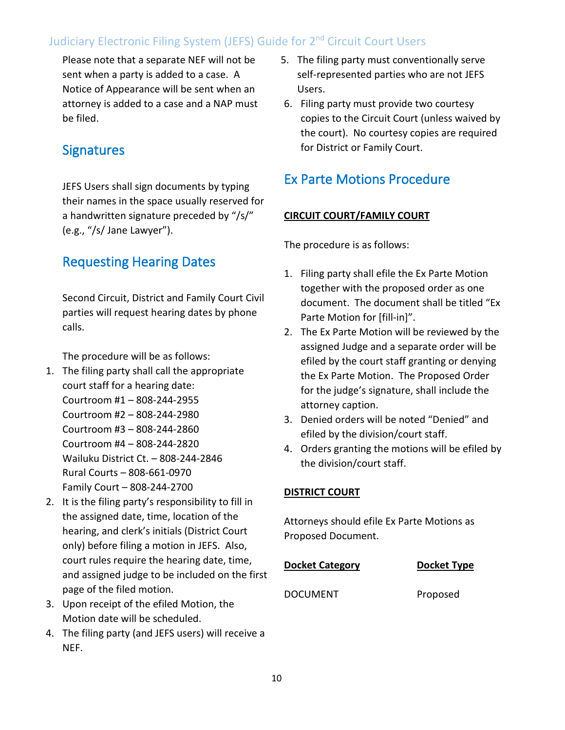Please note that a separate NEF will not be sent when a party is added to a case. A Notice of Appearance will be sent when an attorney is added to a case and a NAP must be filed.

## Signatures

JEFS Users shall sign documents by typing their names in the space usually reserved for a handwritten signature preceded by "/s/" (e.g., "/s/ Jane Lawyer").

## Requesting Hearing Dates

Second Circuit, District and Family Court Civil parties will request hearing dates by phone calls.

The procedure will be as follows:

1. The filing party shall call the appropriate court staff for a hearing date:
   Courtroom #1 – 808-244-2955
   Courtroom #2 – 808-244-2980
   Courtroom #3 – 808-244-2860
   Courtroom #4 – 808-244-2820
   Wailuku District Ct. – 808-244-2846
   Rural Courts – 808-661-0970
   Family Court – 808-244-2700
2. It is the filing party's responsibility to fill in the assigned date, time, location of the hearing, and clerk's initials (District Court only) before filing a motion in JEFS. Also, court rules require the hearing date, time, and assigned judge to be included on the first page of the filed motion.
3. Upon receipt of the efiled Motion, the Motion date will be scheduled.
4. The filing party (and JEFS users) will receive a NEF.
5. The filing party must conventionally serve self-represented parties who are not JEFS Users.
6. Filing party must provide two courtesy copies to the Circuit Court (unless waived by the court). No courtesy copies are required for District or Family Court.

## Ex Parte Motions Procedure

**CIRCUIT COURT/FAMILY COURT**

The procedure is as follows:

1. Filing party shall efile the Ex Parte Motion together with the proposed order as one document. The document shall be titled "Ex Parte Motion for [fill-in]".
2. The Ex Parte Motion will be reviewed by the assigned Judge and a separate order will be efiled by the court staff granting or denying the Ex Parte Motion. The Proposed Order for the judge's signature, shall include the attorney caption.
3. Denied orders will be noted "Denied" and efiled by the division/court staff.
4. Orders granting the motions will be efiled by the division/court staff.

**DISTRICT COURT**

Attorneys should efile Ex Parte Motions as Proposed Document.

| Docket Category | Docket Type |
|---|---|
| DOCUMENT | Proposed |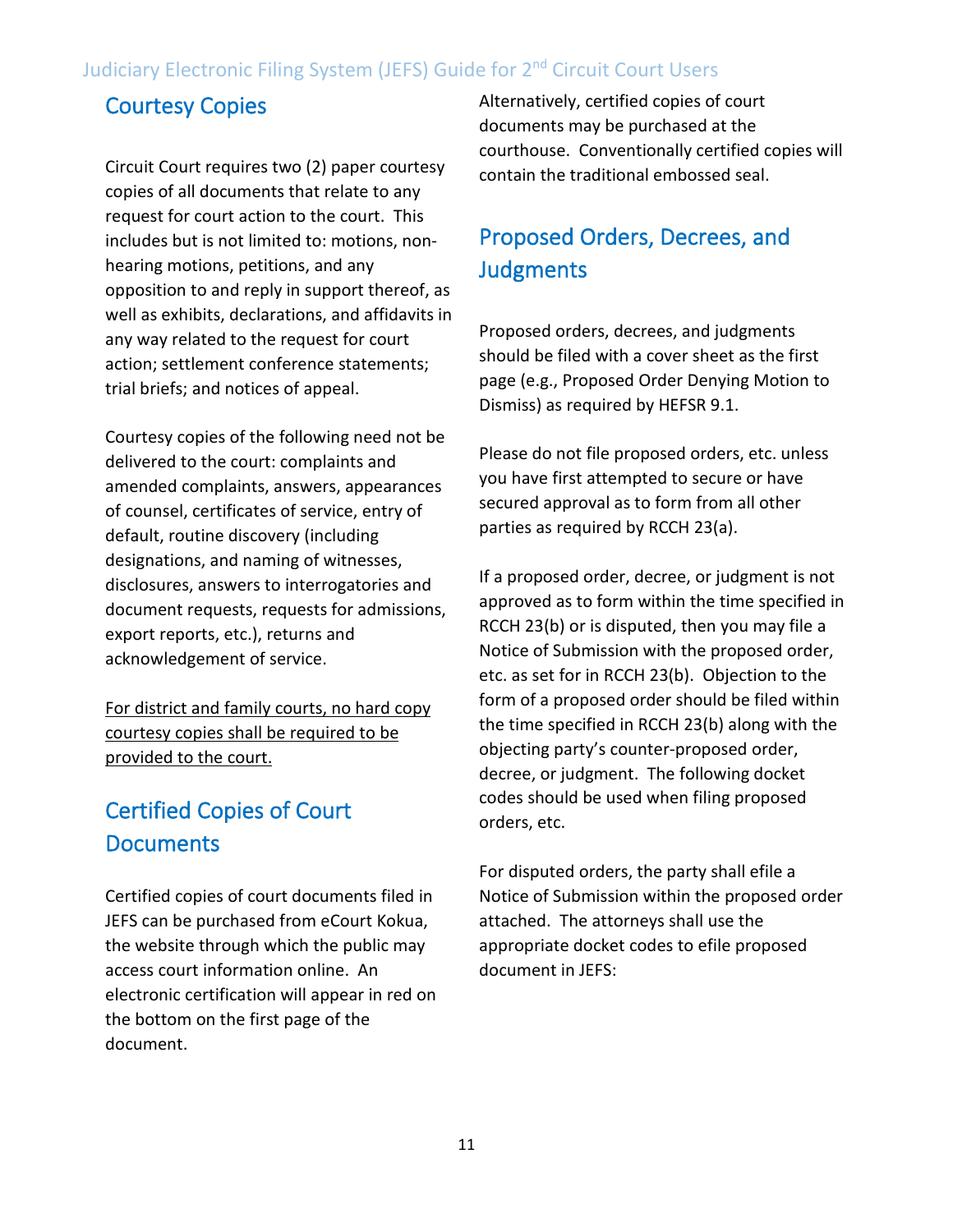## Courtesy Copies

Circuit Court requires two (2) paper courtesy copies of all documents that relate to any request for court action to the court. This includes but is not limited to: motions, non-hearing motions, petitions, and any opposition to and reply in support thereof, as well as exhibits, declarations, and affidavits in any way related to the request for court action; settlement conference statements; trial briefs; and notices of appeal.

Courtesy copies of the following need not be delivered to the court: complaints and amended complaints, answers, appearances of counsel, certificates of service, entry of default, routine discovery (including designations, and naming of witnesses, disclosures, answers to interrogatories and document requests, requests for admissions, export reports, etc.), returns and acknowledgement of service.

<u>For district and family courts, no hard copy courtesy copies shall be required to be provided to the court.</u>

## Certified Copies of Court Documents

Certified copies of court documents filed in JEFS can be purchased from eCourt Kokua, the website through which the public may access court information online. An electronic certification will appear in red on the bottom on the first page of the document.

Alternatively, certified copies of court documents may be purchased at the courthouse. Conventionally certified copies will contain the traditional embossed seal.

## Proposed Orders, Decrees, and Judgments

Proposed orders, decrees, and judgments should be filed with a cover sheet as the first page (e.g., Proposed Order Denying Motion to Dismiss) as required by HEFSR 9.1.

Please do not file proposed orders, etc. unless you have first attempted to secure or have secured approval as to form from all other parties as required by RCCH 23(a).

If a proposed order, decree, or judgment is not approved as to form within the time specified in RCCH 23(b) or is disputed, then you may file a Notice of Submission with the proposed order, etc. as set for in RCCH 23(b). Objection to the form of a proposed order should be filed within the time specified in RCCH 23(b) along with the objecting party's counter-proposed order, decree, or judgment. The following docket codes should be used when filing proposed orders, etc.

For disputed orders, the party shall efile a Notice of Submission within the proposed order attached. The attorneys shall use the appropriate docket codes to efile proposed document in JEFS: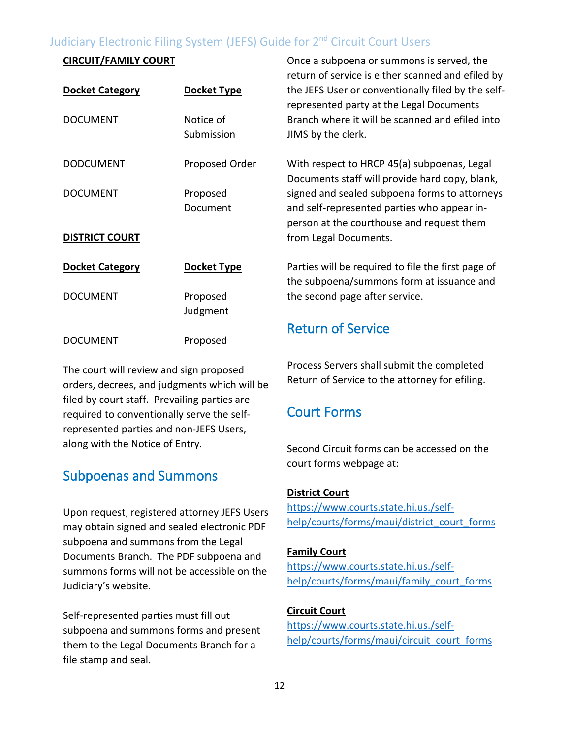**CIRCUIT/FAMILY COURT**

| Docket Category | Docket Type |
|---|---|
| DOCUMENT | Notice of Submission |
| DODCUMENT | Proposed Order |
| DOCUMENT | Proposed Document |

**DISTRICT COURT**

| Docket Category | Docket Type |
|---|---|
| DOCUMENT | Proposed Judgment |
| DOCUMENT | Proposed |

The court will review and sign proposed orders, decrees, and judgments which will be filed by court staff. Prevailing parties are required to conventionally serve the self-represented parties and non-JEFS Users, along with the Notice of Entry.

## Subpoenas and Summons

Upon request, registered attorney JEFS Users may obtain signed and sealed electronic PDF subpoena and summons from the Legal Documents Branch. The PDF subpoena and summons forms will not be accessible on the Judiciary's website.

Self-represented parties must fill out subpoena and summons forms and present them to the Legal Documents Branch for a file stamp and seal.

Once a subpoena or summons is served, the return of service is either scanned and efiled by the JEFS User or conventionally filed by the self-represented party at the Legal Documents Branch where it will be scanned and efiled into JIMS by the clerk.

With respect to HRCP 45(a) subpoenas, Legal Documents staff will provide hard copy, blank, signed and sealed subpoena forms to attorneys and self-represented parties who appear in-person at the courthouse and request them from Legal Documents.

Parties will be required to file the first page of the subpoena/summons form at issuance and the second page after service.

## Return of Service

Process Servers shall submit the completed Return of Service to the attorney for efiling.

## Court Forms

Second Circuit forms can be accessed on the court forms webpage at:

**District Court**
https://www.courts.state.hi.us./self-help/courts/forms/maui/district_court_forms

**Family Court**
https://www.courts.state.hi.us./self-help/courts/forms/maui/family_court_forms

**Circuit Court**
https://www.courts.state.hi.us./self-help/courts/forms/maui/circuit_court_forms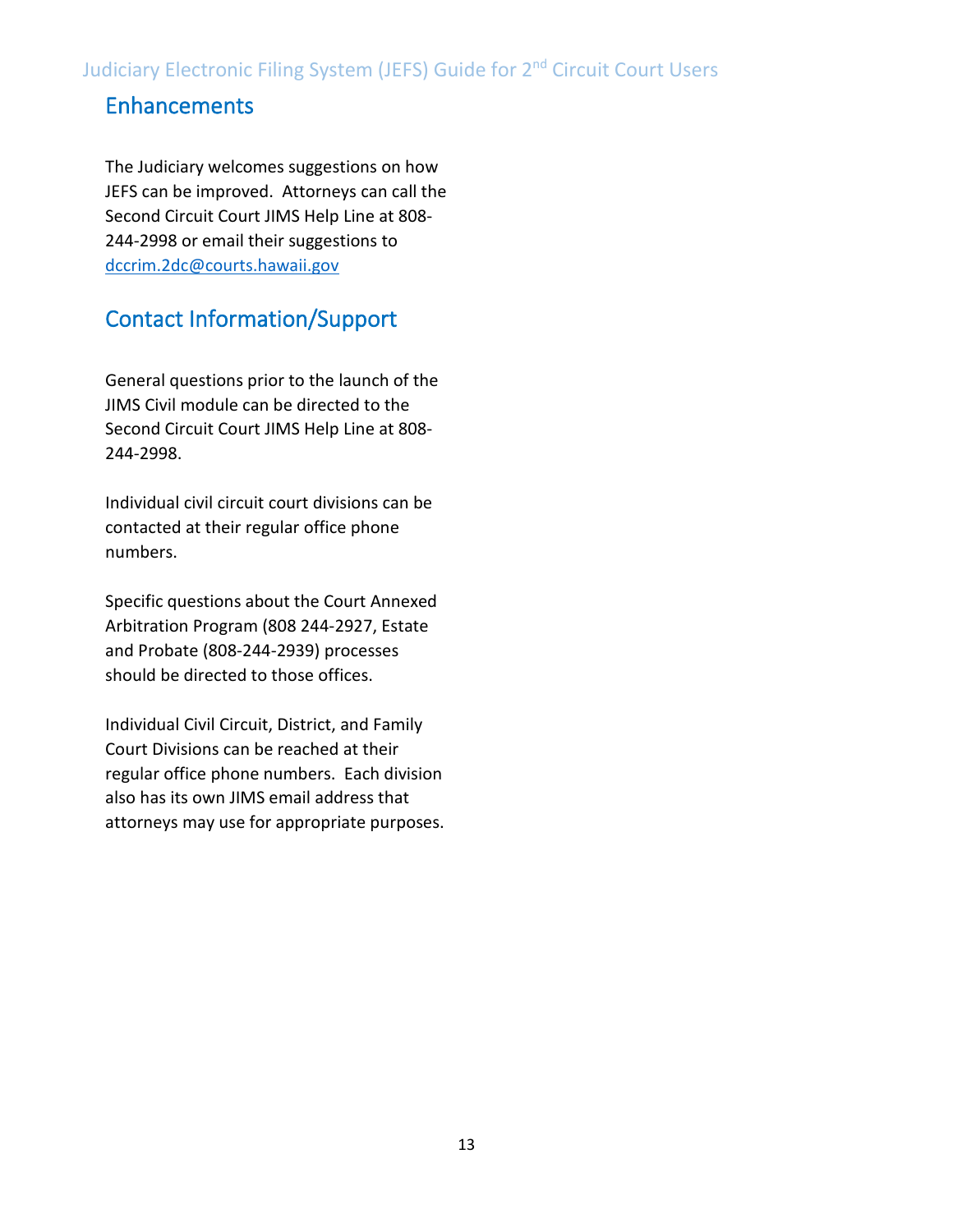## Enhancements

The Judiciary welcomes suggestions on how JEFS can be improved. Attorneys can call the Second Circuit Court JIMS Help Line at 808-244-2998 or email their suggestions to [dccrim.2dc@courts.hawaii.gov](mailto:dccrim.2dc@courts.hawaii.gov)

## Contact Information/Support

General questions prior to the launch of the JIMS Civil module can be directed to the Second Circuit Court JIMS Help Line at 808-244-2998.

Individual civil circuit court divisions can be contacted at their regular office phone numbers.

Specific questions about the Court Annexed Arbitration Program (808 244-2927, Estate and Probate (808-244-2939) processes should be directed to those offices.

Individual Civil Circuit, District, and Family Court Divisions can be reached at their regular office phone numbers. Each division also has its own JIMS email address that attorneys may use for appropriate purposes.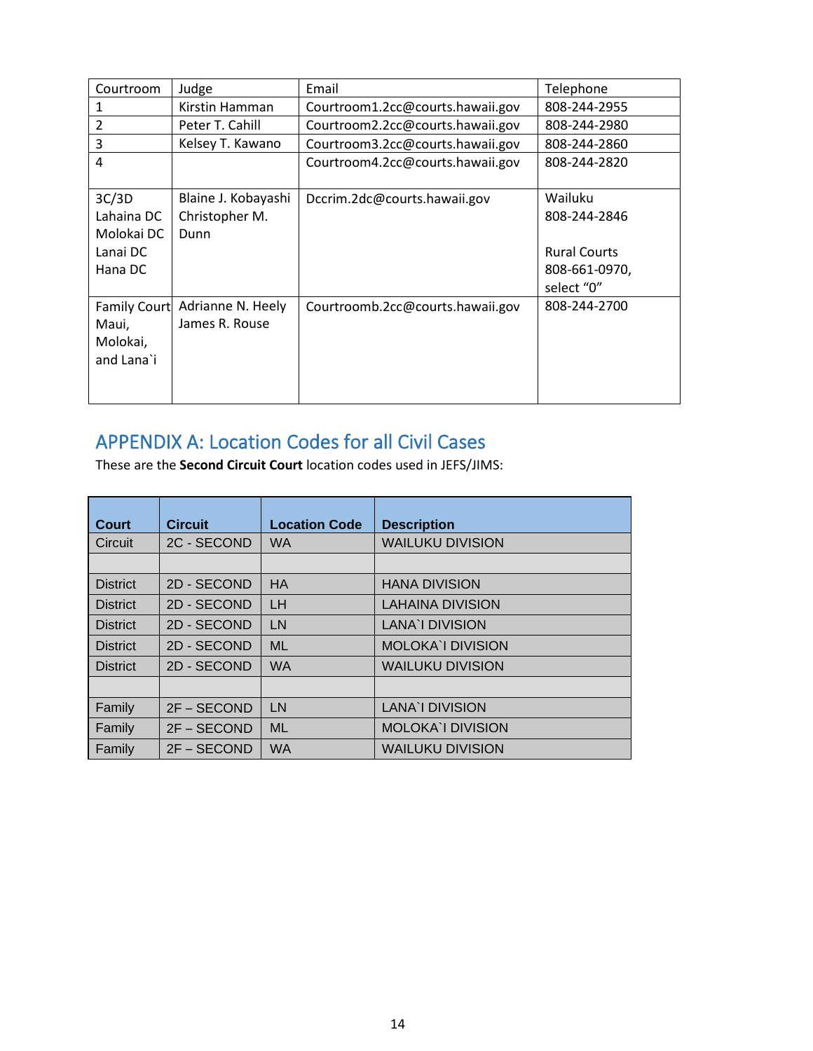| Courtroom | Judge | Email | Telephone |
| --- | --- | --- | --- |
| 1 | Kirstin Hamman | Courtroom1.2cc@courts.hawaii.gov | 808-244-2955 |
| 2 | Peter T. Cahill | Courtroom2.2cc@courts.hawaii.gov | 808-244-2980 |
| 3 | Kelsey T. Kawano | Courtroom3.2cc@courts.hawaii.gov | 808-244-2860 |
| 4 | | Courtroom4.2cc@courts.hawaii.gov | 808-244-2820 |
| 3C/3D<br>Lahaina DC<br>Molokai DC<br>Lanai DC<br>Hana DC | Blaine J. Kobayashi<br>Christopher M. Dunn | Dccrim.2dc@courts.hawaii.gov | Wailuku<br>808-244-2846<br><br>Rural Courts<br>808-661-0970, select "0" |
| Family Court Maui, Molokai, and Lana`i | Adrianne N. Heely<br>James R. Rouse | Courtroomb.2cc@courts.hawaii.gov | 808-244-2700 |

## APPENDIX A: Location Codes for all Civil Cases

These are the **Second Circuit Court** location codes used in JEFS/JIMS:

| Court | Circuit | Location Code | Description |
| --- | --- | --- | --- |
| Circuit | 2C - SECOND | WA | WAILUKU DIVISION |
| | | | |
| District | 2D - SECOND | HA | HANA DIVISION |
| District | 2D - SECOND | LH | LAHAINA DIVISION |
| District | 2D - SECOND | LN | LANA`I DIVISION |
| District | 2D - SECOND | ML | MOLOKA`I DIVISION |
| District | 2D - SECOND | WA | WAILUKU DIVISION |
| | | | |
| Family | 2F – SECOND | LN | LANA`I DIVISION |
| Family | 2F – SECOND | ML | MOLOKA`I DIVISION |
| Family | 2F – SECOND | WA | WAILUKU DIVISION |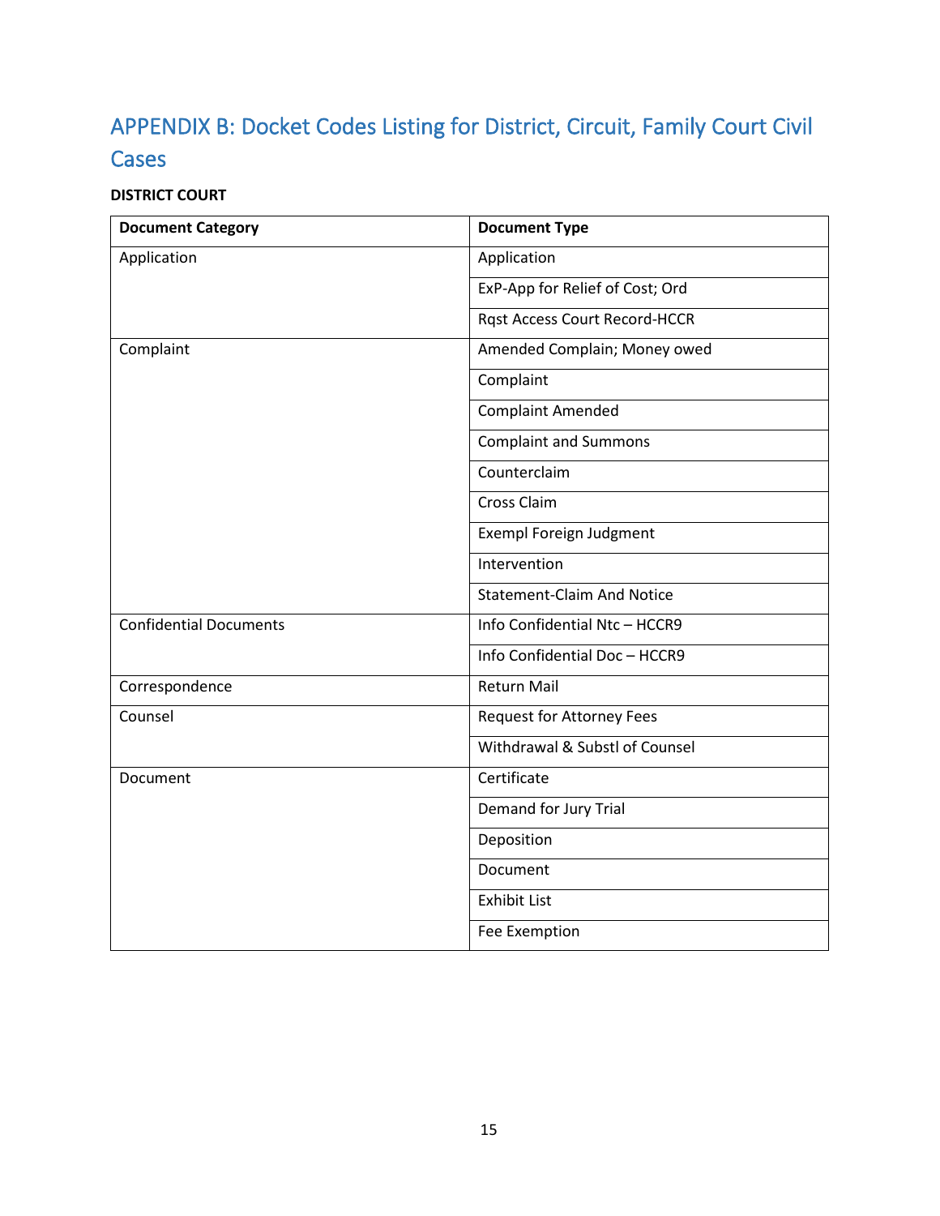# APPENDIX B: Docket Codes Listing for District, Circuit, Family Court Civil Cases

**DISTRICT COURT**

| Document Category | Document Type |
|---|---|
| Application | Application |
| | ExP-App for Relief of Cost; Ord |
| | Rqst Access Court Record-HCCR |
| Complaint | Amended Complain; Money owed |
| | Complaint |
| | Complaint Amended |
| | Complaint and Summons |
| | Counterclaim |
| | Cross Claim |
| | Exempl Foreign Judgment |
| | Intervention |
| | Statement-Claim And Notice |
| Confidential Documents | Info Confidential Ntc – HCCR9 |
| | Info Confidential Doc – HCCR9 |
| Correspondence | Return Mail |
| Counsel | Request for Attorney Fees |
| | Withdrawal & Substl of Counsel |
| Document | Certificate |
| | Demand for Jury Trial |
| | Deposition |
| | Document |
| | Exhibit List |
| | Fee Exemption |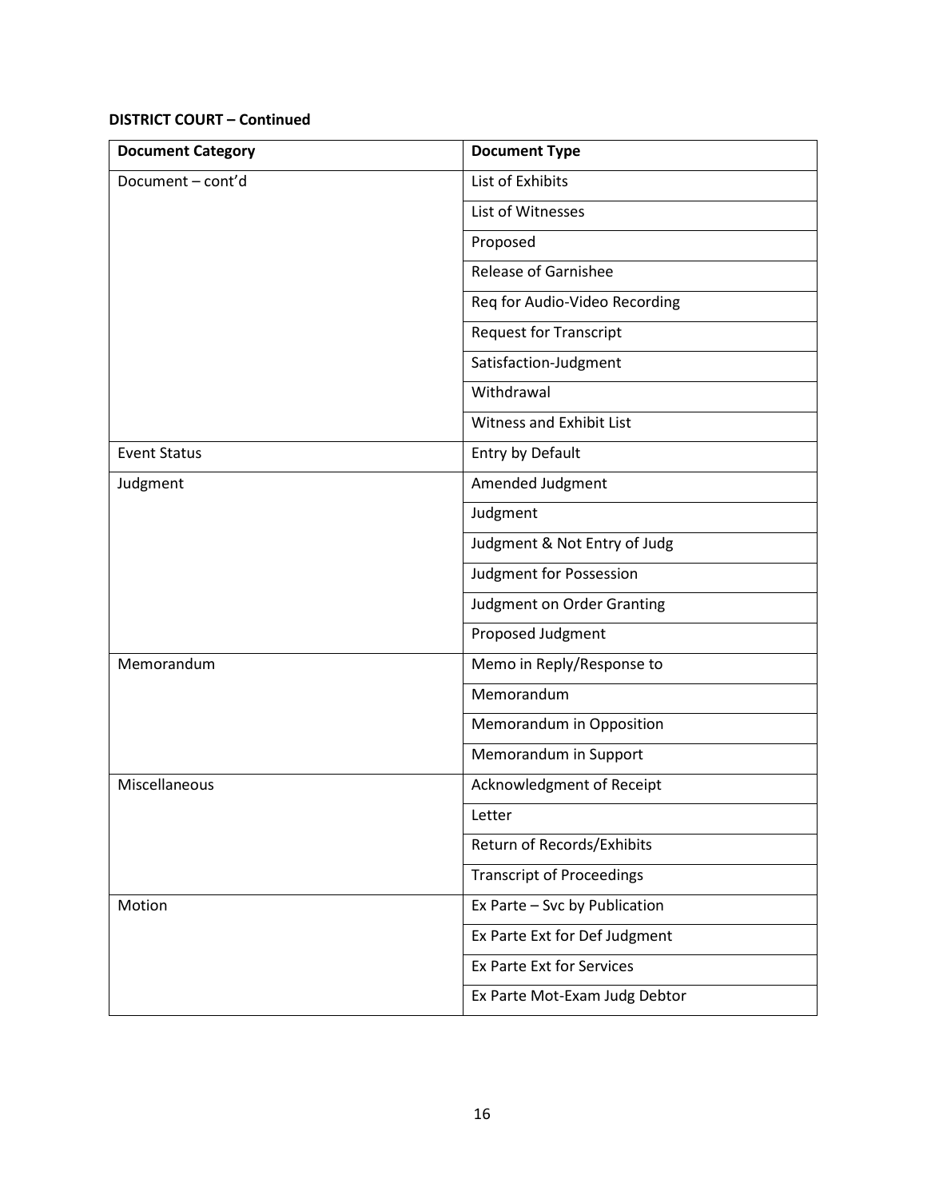**DISTRICT COURT – Continued**

| Document Category | Document Type |
|---|---|
| Document – cont'd | List of Exhibits |
| | List of Witnesses |
| | Proposed |
| | Release of Garnishee |
| | Req for Audio-Video Recording |
| | Request for Transcript |
| | Satisfaction-Judgment |
| | Withdrawal |
| | Witness and Exhibit List |
| Event Status | Entry by Default |
| Judgment | Amended Judgment |
| | Judgment |
| | Judgment & Not Entry of Judg |
| | Judgment for Possession |
| | Judgment on Order Granting |
| | Proposed Judgment |
| Memorandum | Memo in Reply/Response to |
| | Memorandum |
| | Memorandum in Opposition |
| | Memorandum in Support |
| Miscellaneous | Acknowledgment of Receipt |
| | Letter |
| | Return of Records/Exhibits |
| | Transcript of Proceedings |
| Motion | Ex Parte – Svc by Publication |
| | Ex Parte Ext for Def Judgment |
| | Ex Parte Ext for Services |
| | Ex Parte Mot-Exam Judg Debtor |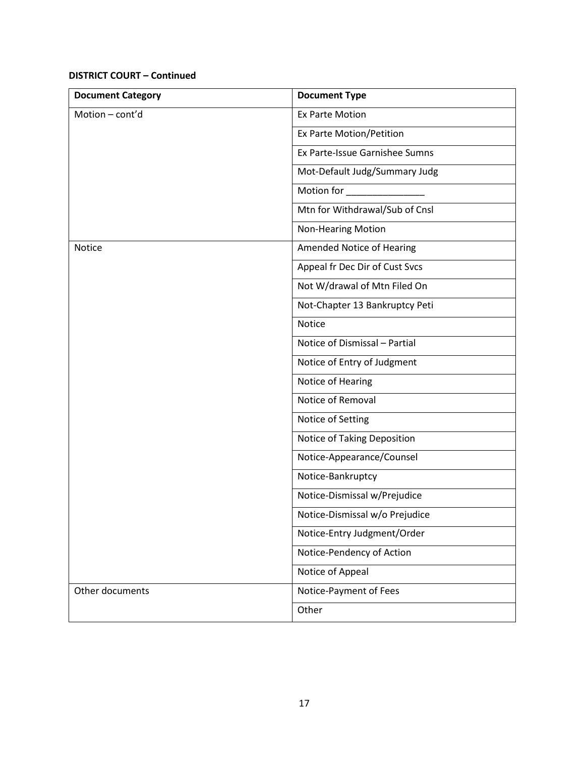**DISTRICT COURT – Continued**

| Document Category | Document Type |
|---|---|
| Motion – cont'd | Ex Parte Motion |
| | Ex Parte Motion/Petition |
| | Ex Parte-Issue Garnishee Sumns |
| | Mot-Default Judg/Summary Judg |
| | Motion for _______________ |
| | Mtn for Withdrawal/Sub of Cnsl |
| | Non-Hearing Motion |
| Notice | Amended Notice of Hearing |
| | Appeal fr Dec Dir of Cust Svcs |
| | Not W/drawal of Mtn Filed On |
| | Not-Chapter 13 Bankruptcy Peti |
| | Notice |
| | Notice of Dismissal – Partial |
| | Notice of Entry of Judgment |
| | Notice of Hearing |
| | Notice of Removal |
| | Notice of Setting |
| | Notice of Taking Deposition |
| | Notice-Appearance/Counsel |
| | Notice-Bankruptcy |
| | Notice-Dismissal w/Prejudice |
| | Notice-Dismissal w/o Prejudice |
| | Notice-Entry Judgment/Order |
| | Notice-Pendency of Action |
| | Notice of Appeal |
| Other documents | Notice-Payment of Fees |
| | Other |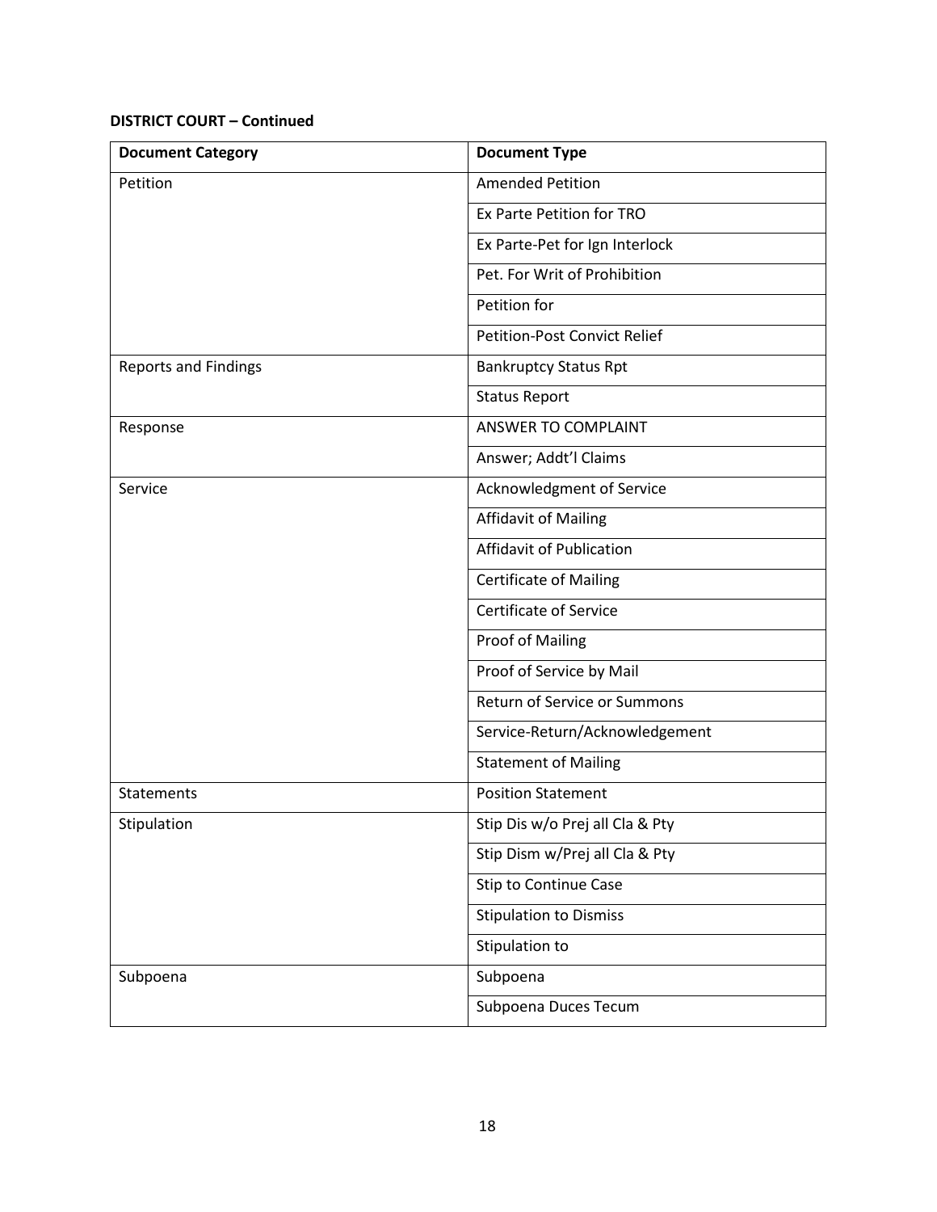**DISTRICT COURT – Continued**

| Document Category | Document Type |
|---|---|
| Petition | Amended Petition |
| | Ex Parte Petition for TRO |
| | Ex Parte-Pet for Ign Interlock |
| | Pet. For Writ of Prohibition |
| | Petition for |
| | Petition-Post Convict Relief |
| Reports and Findings | Bankruptcy Status Rpt |
| | Status Report |
| Response | ANSWER TO COMPLAINT |
| | Answer; Addt'l Claims |
| Service | Acknowledgment of Service |
| | Affidavit of Mailing |
| | Affidavit of Publication |
| | Certificate of Mailing |
| | Certificate of Service |
| | Proof of Mailing |
| | Proof of Service by Mail |
| | Return of Service or Summons |
| | Service-Return/Acknowledgement |
| | Statement of Mailing |
| Statements | Position Statement |
| Stipulation | Stip Dis w/o Prej all Cla & Pty |
| | Stip Dism w/Prej all Cla & Pty |
| | Stip to Continue Case |
| | Stipulation to Dismiss |
| | Stipulation to |
| Subpoena | Subpoena |
| | Subpoena Duces Tecum |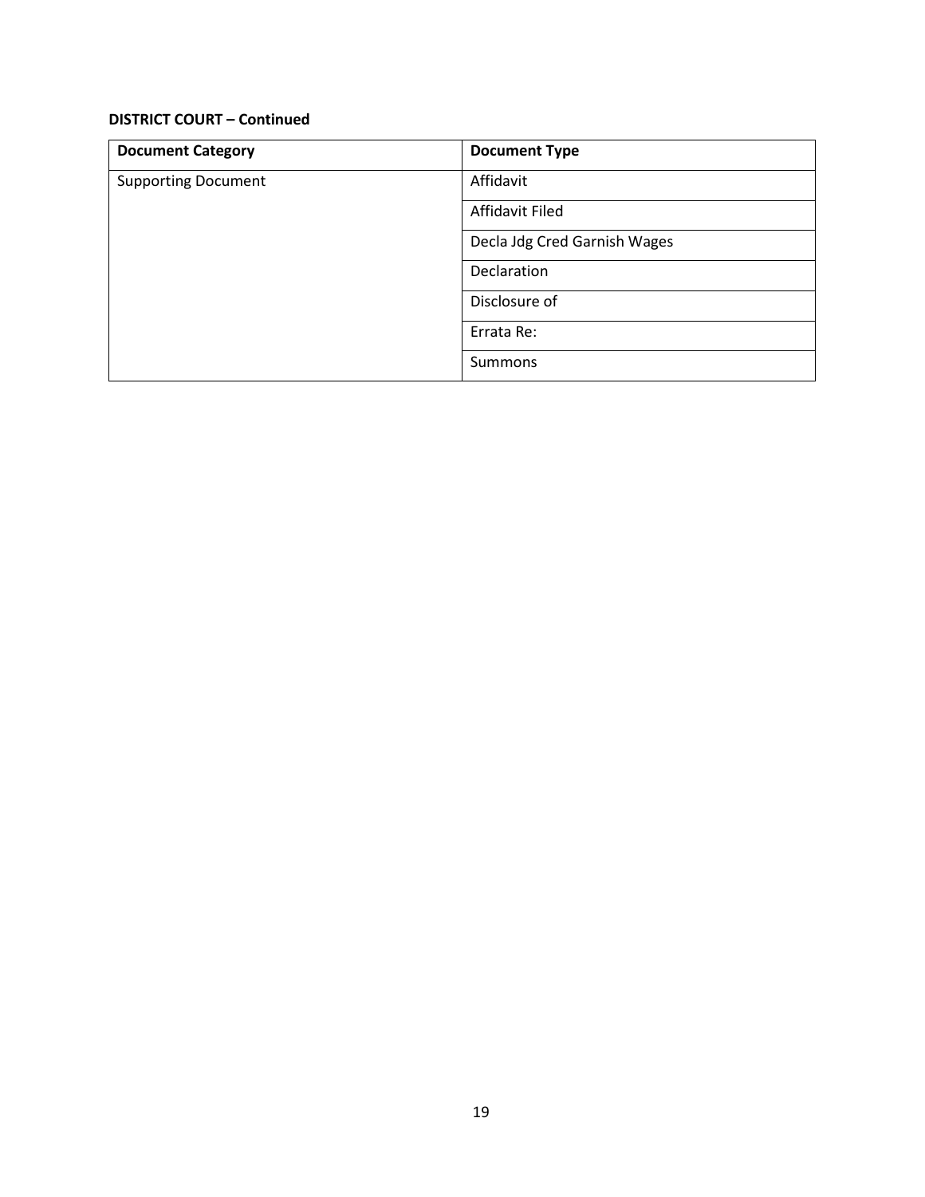**DISTRICT COURT – Continued**

| Document Category | Document Type |
|---|---|
| Supporting Document | Affidavit |
| | Affidavit Filed |
| | Decla Jdg Cred Garnish Wages |
| | Declaration |
| | Disclosure of |
| | Errata Re: |
| | Summons |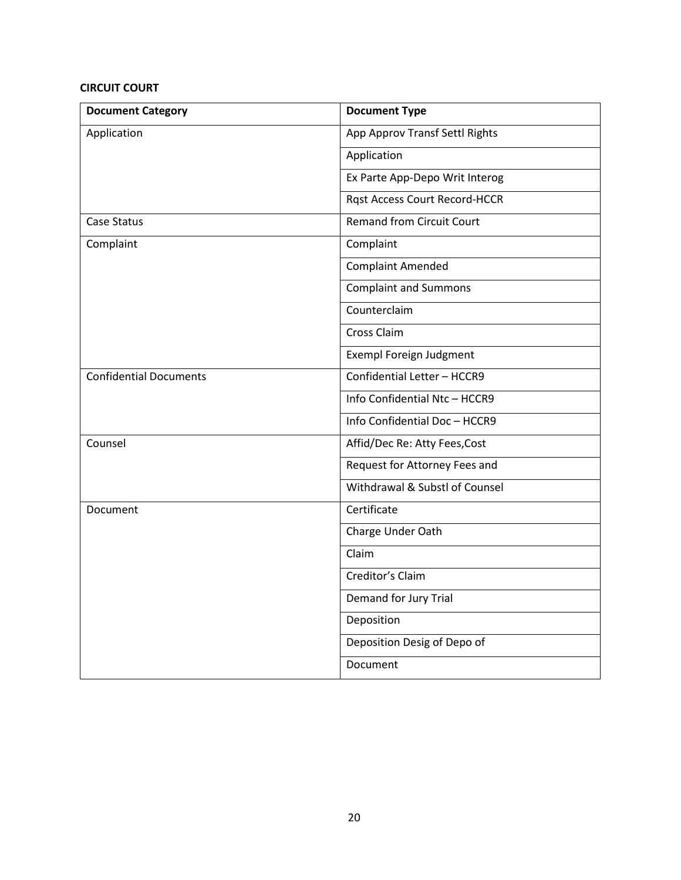**CIRCUIT COURT**

| Document Category | Document Type |
|---|---|
| Application | App Approv Transf Settl Rights |
| | Application |
| | Ex Parte App-Depo Writ Interog |
| | Rqst Access Court Record-HCCR |
| Case Status | Remand from Circuit Court |
| Complaint | Complaint |
| | Complaint Amended |
| | Complaint and Summons |
| | Counterclaim |
| | Cross Claim |
| | Exempl Foreign Judgment |
| Confidential Documents | Confidential Letter – HCCR9 |
| | Info Confidential Ntc – HCCR9 |
| | Info Confidential Doc – HCCR9 |
| Counsel | Affid/Dec Re: Atty Fees,Cost |
| | Request for Attorney Fees and |
| | Withdrawal & Substl of Counsel |
| Document | Certificate |
| | Charge Under Oath |
| | Claim |
| | Creditor's Claim |
| | Demand for Jury Trial |
| | Deposition |
| | Deposition Desig of Depo of |
| | Document |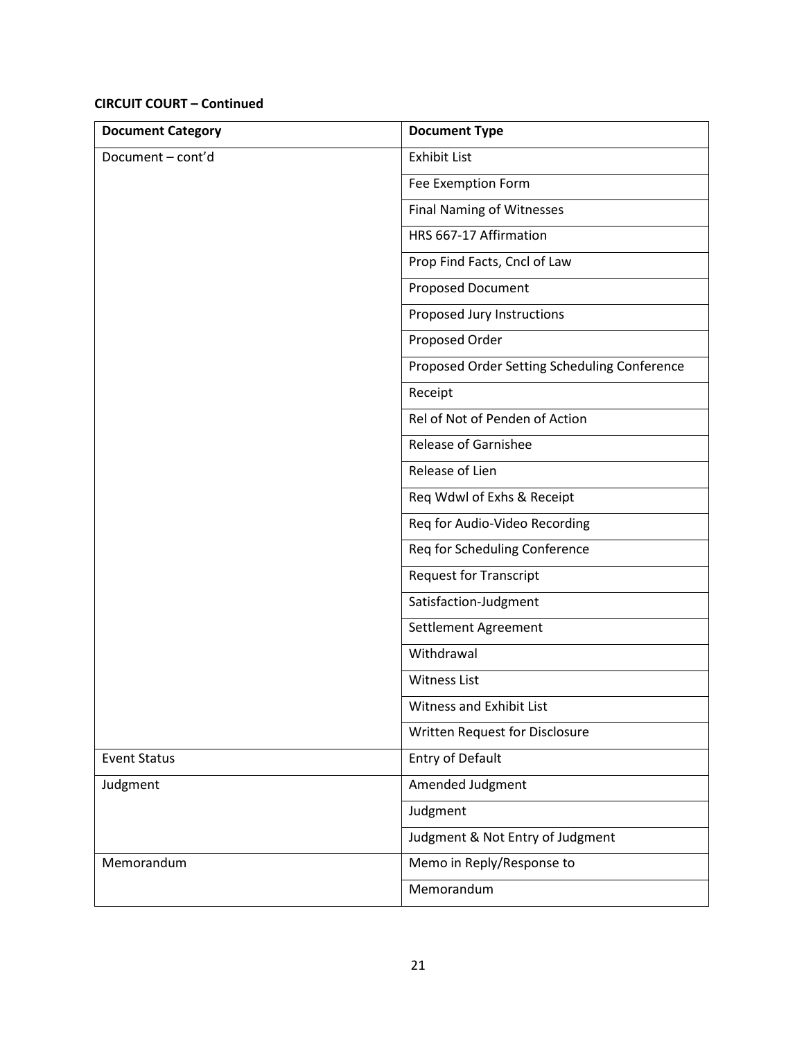**CIRCUIT COURT – Continued**

| Document Category | Document Type |
|---|---|
| Document – cont'd | Exhibit List |
| | Fee Exemption Form |
| | Final Naming of Witnesses |
| | HRS 667-17 Affirmation |
| | Prop Find Facts, Cncl of Law |
| | Proposed Document |
| | Proposed Jury Instructions |
| | Proposed Order |
| | Proposed Order Setting Scheduling Conference |
| | Receipt |
| | Rel of Not of Penden of Action |
| | Release of Garnishee |
| | Release of Lien |
| | Req Wdwl of Exhs & Receipt |
| | Req for Audio-Video Recording |
| | Req for Scheduling Conference |
| | Request for Transcript |
| | Satisfaction-Judgment |
| | Settlement Agreement |
| | Withdrawal |
| | Witness List |
| | Witness and Exhibit List |
| | Written Request for Disclosure |
| Event Status | Entry of Default |
| Judgment | Amended Judgment |
| | Judgment |
| | Judgment & Not Entry of Judgment |
| Memorandum | Memo in Reply/Response to |
| | Memorandum |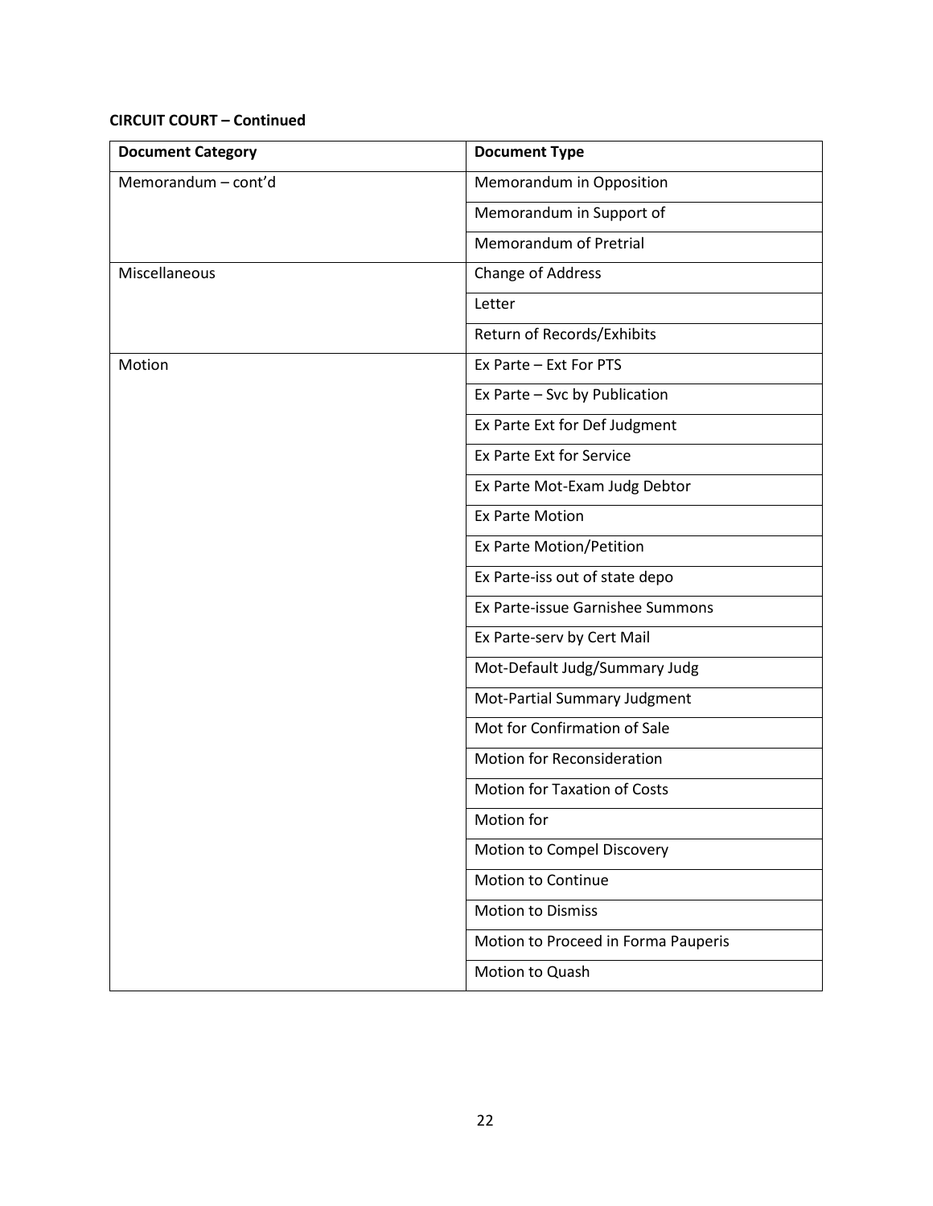**CIRCUIT COURT – Continued**

| Document Category | Document Type |
|---|---|
| Memorandum – cont'd | Memorandum in Opposition |
| | Memorandum in Support of |
| | Memorandum of Pretrial |
| Miscellaneous | Change of Address |
| | Letter |
| | Return of Records/Exhibits |
| Motion | Ex Parte – Ext For PTS |
| | Ex Parte – Svc by Publication |
| | Ex Parte Ext for Def Judgment |
| | Ex Parte Ext for Service |
| | Ex Parte Mot-Exam Judg Debtor |
| | Ex Parte Motion |
| | Ex Parte Motion/Petition |
| | Ex Parte-iss out of state depo |
| | Ex Parte-issue Garnishee Summons |
| | Ex Parte-serv by Cert Mail |
| | Mot-Default Judg/Summary Judg |
| | Mot-Partial Summary Judgment |
| | Mot for Confirmation of Sale |
| | Motion for Reconsideration |
| | Motion for Taxation of Costs |
| | Motion for |
| | Motion to Compel Discovery |
| | Motion to Continue |
| | Motion to Dismiss |
| | Motion to Proceed in Forma Pauperis |
| | Motion to Quash |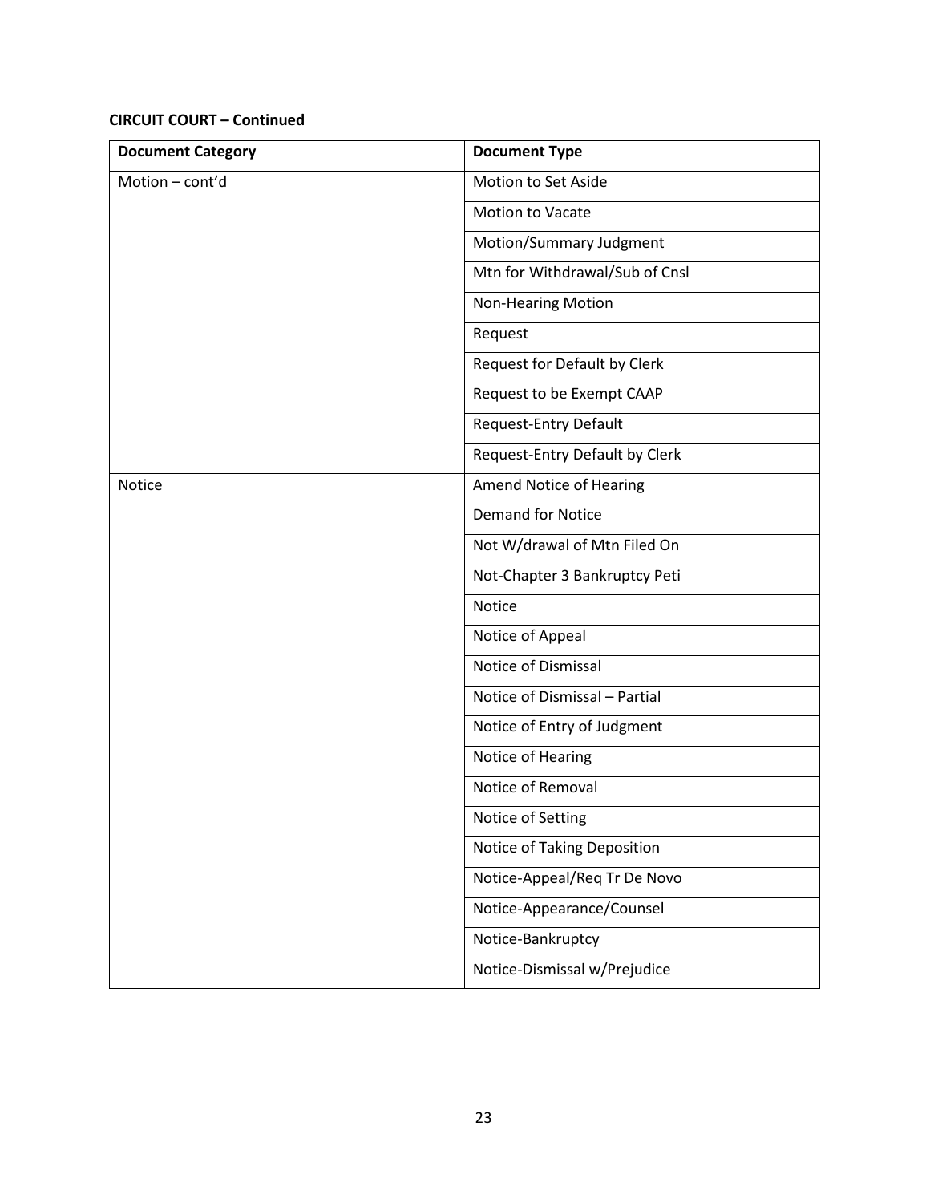**CIRCUIT COURT – Continued**

| Document Category | Document Type |
|---|---|
| Motion – cont'd | Motion to Set Aside |
| | Motion to Vacate |
| | Motion/Summary Judgment |
| | Mtn for Withdrawal/Sub of Cnsl |
| | Non-Hearing Motion |
| | Request |
| | Request for Default by Clerk |
| | Request to be Exempt CAAP |
| | Request-Entry Default |
| | Request-Entry Default by Clerk |
| Notice | Amend Notice of Hearing |
| | Demand for Notice |
| | Not W/drawal of Mtn Filed On |
| | Not-Chapter 3 Bankruptcy Peti |
| | Notice |
| | Notice of Appeal |
| | Notice of Dismissal |
| | Notice of Dismissal – Partial |
| | Notice of Entry of Judgment |
| | Notice of Hearing |
| | Notice of Removal |
| | Notice of Setting |
| | Notice of Taking Deposition |
| | Notice-Appeal/Req Tr De Novo |
| | Notice-Appearance/Counsel |
| | Notice-Bankruptcy |
| | Notice-Dismissal w/Prejudice |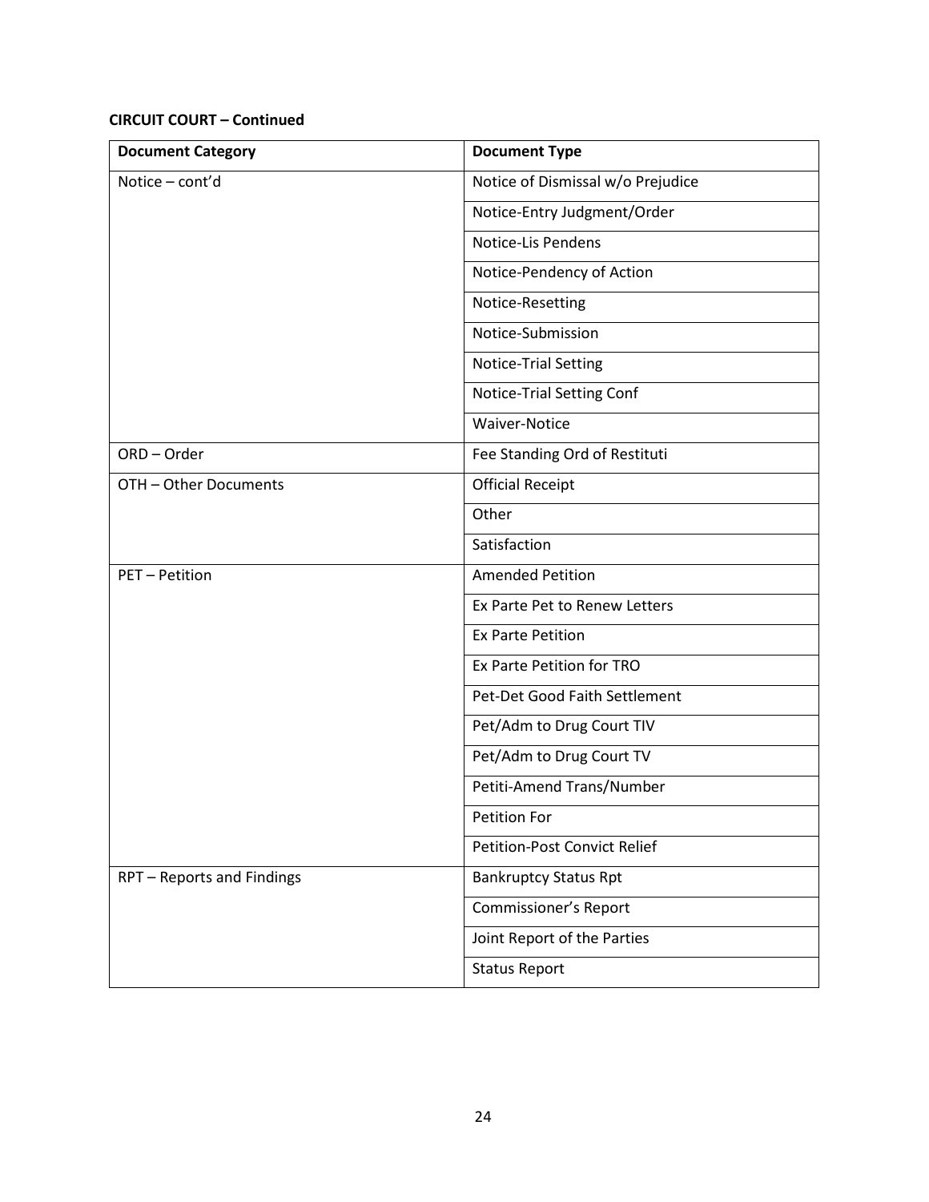**CIRCUIT COURT – Continued**

| Document Category | Document Type |
|---|---|
| Notice – cont'd | Notice of Dismissal w/o Prejudice |
| | Notice-Entry Judgment/Order |
| | Notice-Lis Pendens |
| | Notice-Pendency of Action |
| | Notice-Resetting |
| | Notice-Submission |
| | Notice-Trial Setting |
| | Notice-Trial Setting Conf |
| | Waiver-Notice |
| ORD – Order | Fee Standing Ord of Restituti |
| OTH – Other Documents | Official Receipt |
| | Other |
| | Satisfaction |
| PET – Petition | Amended Petition |
| | Ex Parte Pet to Renew Letters |
| | Ex Parte Petition |
| | Ex Parte Petition for TRO |
| | Pet-Det Good Faith Settlement |
| | Pet/Adm to Drug Court TIV |
| | Pet/Adm to Drug Court TV |
| | Petiti-Amend Trans/Number |
| | Petition For |
| | Petition-Post Convict Relief |
| RPT – Reports and Findings | Bankruptcy Status Rpt |
| | Commissioner's Report |
| | Joint Report of the Parties |
| | Status Report |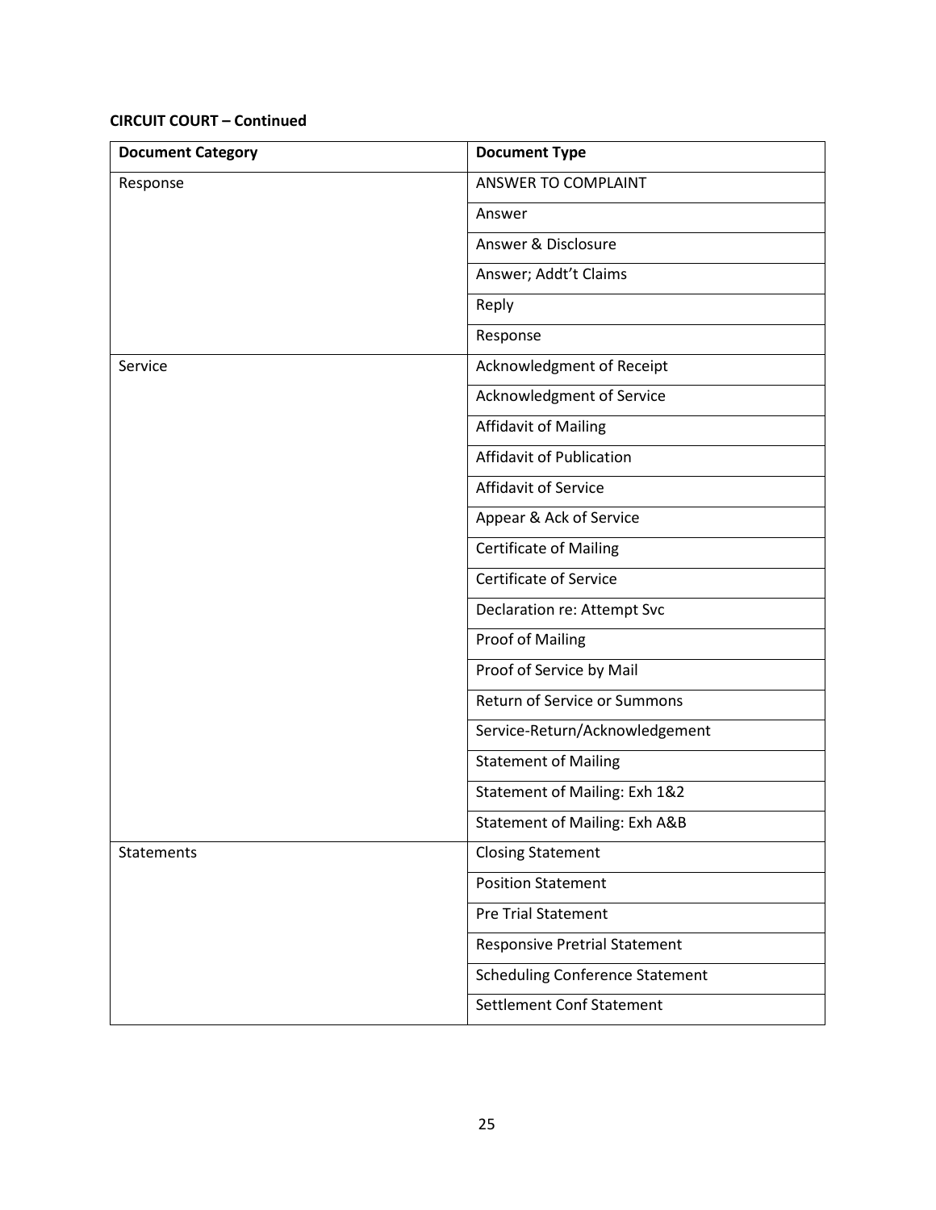**CIRCUIT COURT – Continued**

| Document Category | Document Type |
|---|---|
| Response | ANSWER TO COMPLAINT |
| | Answer |
| | Answer & Disclosure |
| | Answer; Addt't Claims |
| | Reply |
| | Response |
| Service | Acknowledgment of Receipt |
| | Acknowledgment of Service |
| | Affidavit of Mailing |
| | Affidavit of Publication |
| | Affidavit of Service |
| | Appear & Ack of Service |
| | Certificate of Mailing |
| | Certificate of Service |
| | Declaration re: Attempt Svc |
| | Proof of Mailing |
| | Proof of Service by Mail |
| | Return of Service or Summons |
| | Service-Return/Acknowledgement |
| | Statement of Mailing |
| | Statement of Mailing: Exh 1&2 |
| | Statement of Mailing: Exh A&B |
| Statements | Closing Statement |
| | Position Statement |
| | Pre Trial Statement |
| | Responsive Pretrial Statement |
| | Scheduling Conference Statement |
| | Settlement Conf Statement |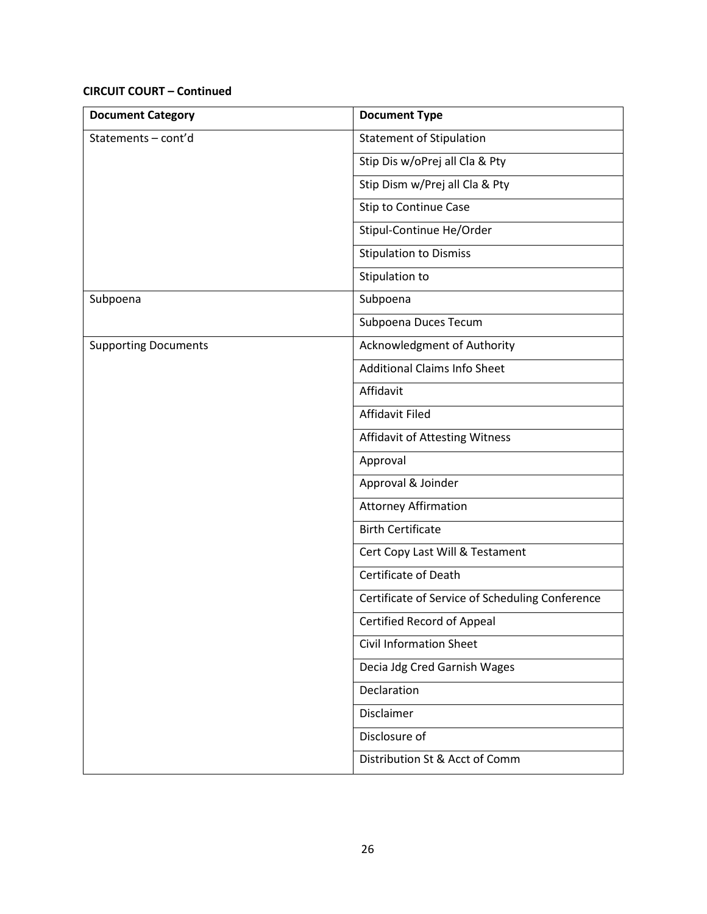**CIRCUIT COURT – Continued**

| Document Category | Document Type |
| --- | --- |
| Statements – cont'd | Statement of Stipulation |
| | Stip Dis w/oPrej all Cla & Pty |
| | Stip Dism w/Prej all Cla & Pty |
| | Stip to Continue Case |
| | Stipul-Continue He/Order |
| | Stipulation to Dismiss |
| | Stipulation to |
| Subpoena | Subpoena |
| | Subpoena Duces Tecum |
| Supporting Documents | Acknowledgment of Authority |
| | Additional Claims Info Sheet |
| | Affidavit |
| | Affidavit Filed |
| | Affidavit of Attesting Witness |
| | Approval |
| | Approval & Joinder |
| | Attorney Affirmation |
| | Birth Certificate |
| | Cert Copy Last Will & Testament |
| | Certificate of Death |
| | Certificate of Service of Scheduling Conference |
| | Certified Record of Appeal |
| | Civil Information Sheet |
| | Decia Jdg Cred Garnish Wages |
| | Declaration |
| | Disclaimer |
| | Disclosure of |
| | Distribution St & Acct of Comm |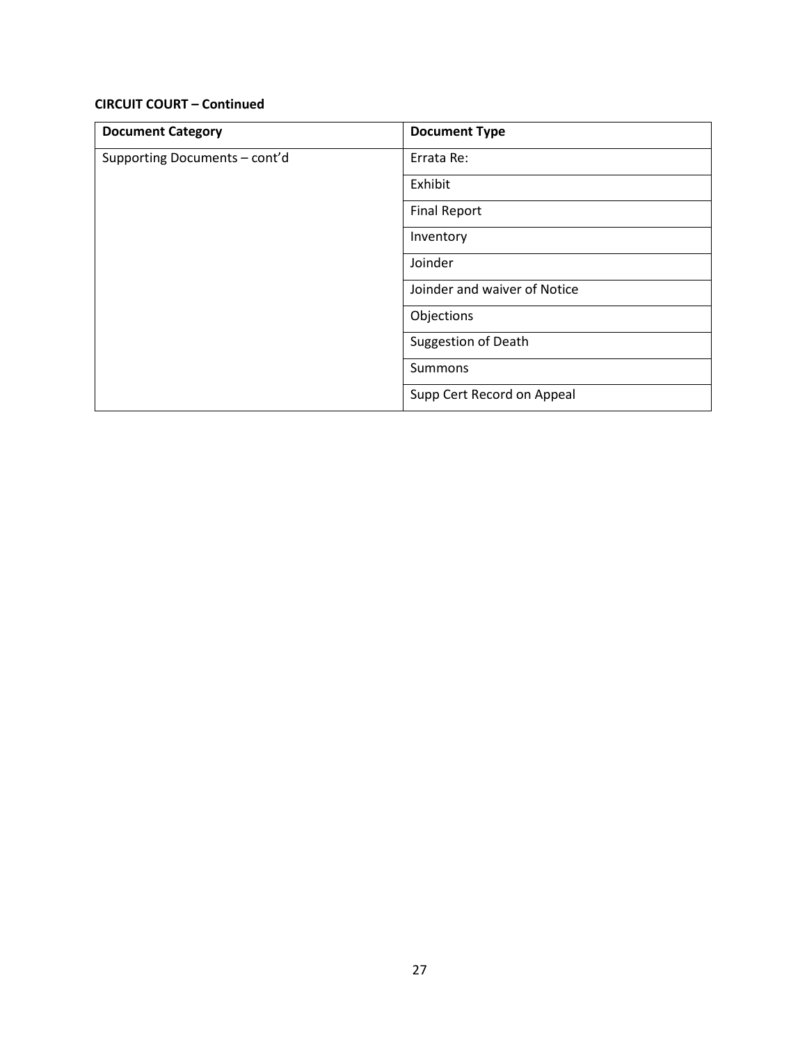**CIRCUIT COURT – Continued**

| Document Category | Document Type |
|---|---|
| Supporting Documents – cont'd | Errata Re: |
| | Exhibit |
| | Final Report |
| | Inventory |
| | Joinder |
| | Joinder and waiver of Notice |
| | Objections |
| | Suggestion of Death |
| | Summons |
| | Supp Cert Record on Appeal |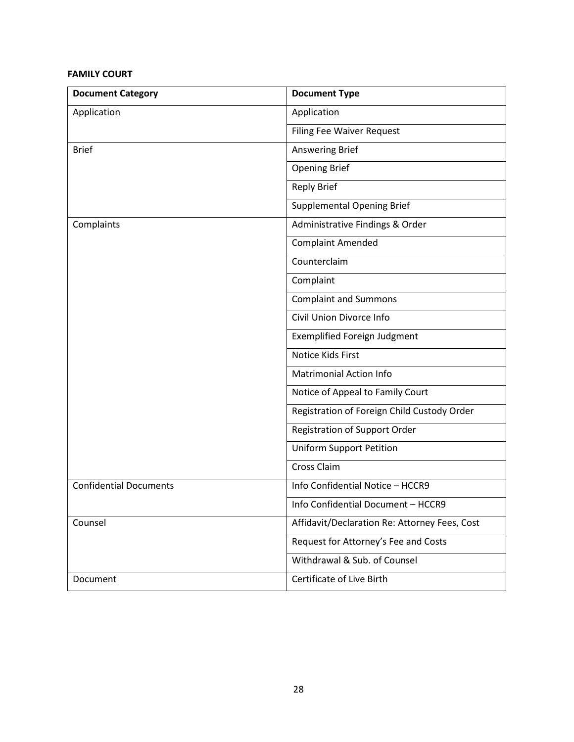**FAMILY COURT**

| Document Category | Document Type |
|---|---|
| Application | Application |
| | Filing Fee Waiver Request |
| Brief | Answering Brief |
| | Opening Brief |
| | Reply Brief |
| | Supplemental Opening Brief |
| Complaints | Administrative Findings & Order |
| | Complaint Amended |
| | Counterclaim |
| | Complaint |
| | Complaint and Summons |
| | Civil Union Divorce Info |
| | Exemplified Foreign Judgment |
| | Notice Kids First |
| | Matrimonial Action Info |
| | Notice of Appeal to Family Court |
| | Registration of Foreign Child Custody Order |
| | Registration of Support Order |
| | Uniform Support Petition |
| | Cross Claim |
| Confidential Documents | Info Confidential Notice – HCCR9 |
| | Info Confidential Document – HCCR9 |
| Counsel | Affidavit/Declaration Re: Attorney Fees, Cost |
| | Request for Attorney's Fee and Costs |
| | Withdrawal & Sub. of Counsel |
| Document | Certificate of Live Birth |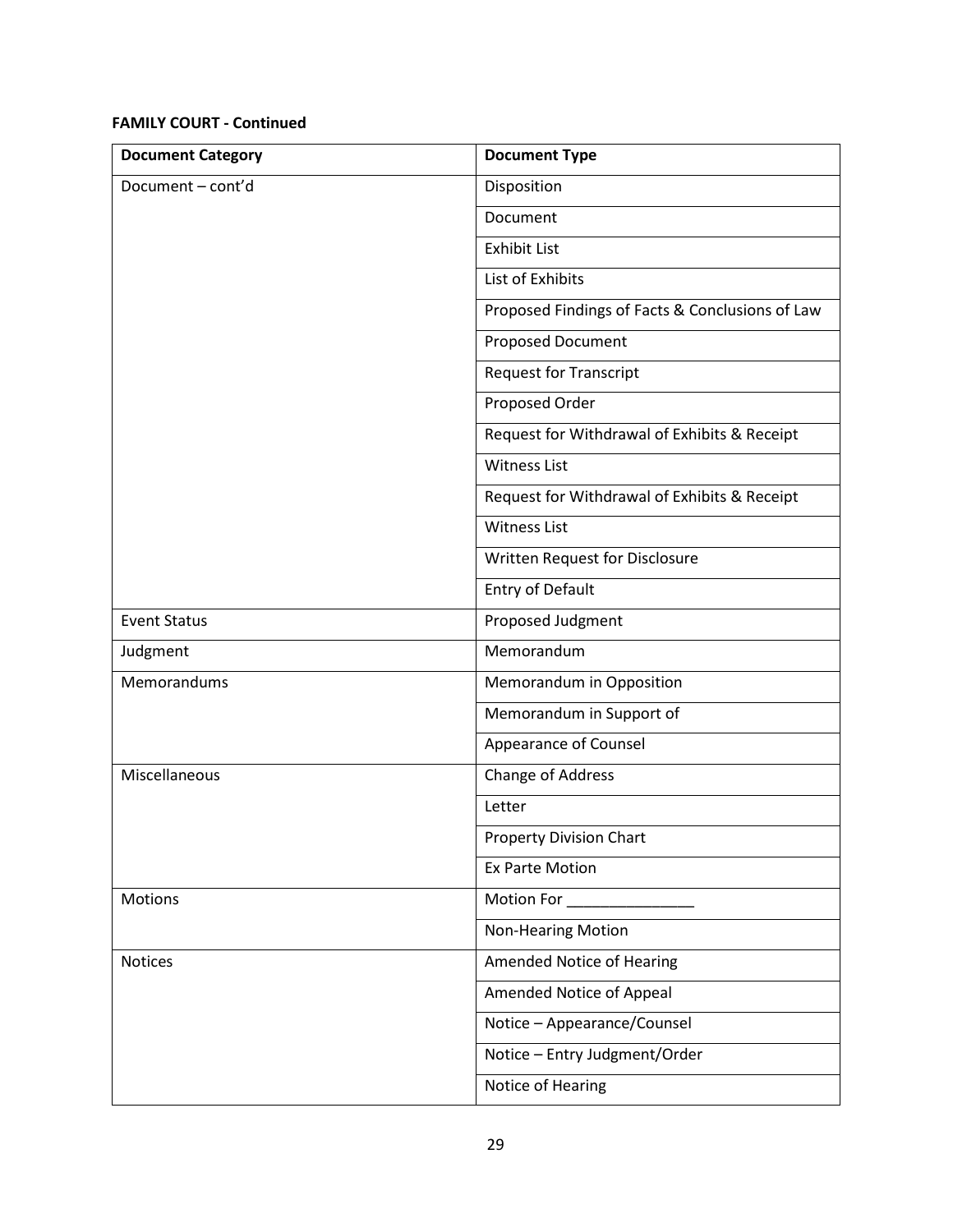**FAMILY COURT - Continued**

| Document Category | Document Type |
| --- | --- |
| Document – cont'd | Disposition |
| | Document |
| | Exhibit List |
| | List of Exhibits |
| | Proposed Findings of Facts & Conclusions of Law |
| | Proposed Document |
| | Request for Transcript |
| | Proposed Order |
| | Request for Withdrawal of Exhibits & Receipt |
| | Witness List |
| | Request for Withdrawal of Exhibits & Receipt |
| | Witness List |
| | Written Request for Disclosure |
| | Entry of Default |
| Event Status | Proposed Judgment |
| Judgment | Memorandum |
| Memorandums | Memorandum in Opposition |
| | Memorandum in Support of |
| | Appearance of Counsel |
| Miscellaneous | Change of Address |
| | Letter |
| | Property Division Chart |
| | Ex Parte Motion |
| Motions | Motion For _______________ |
| | Non-Hearing Motion |
| Notices | Amended Notice of Hearing |
| | Amended Notice of Appeal |
| | Notice – Appearance/Counsel |
| | Notice – Entry Judgment/Order |
| | Notice of Hearing |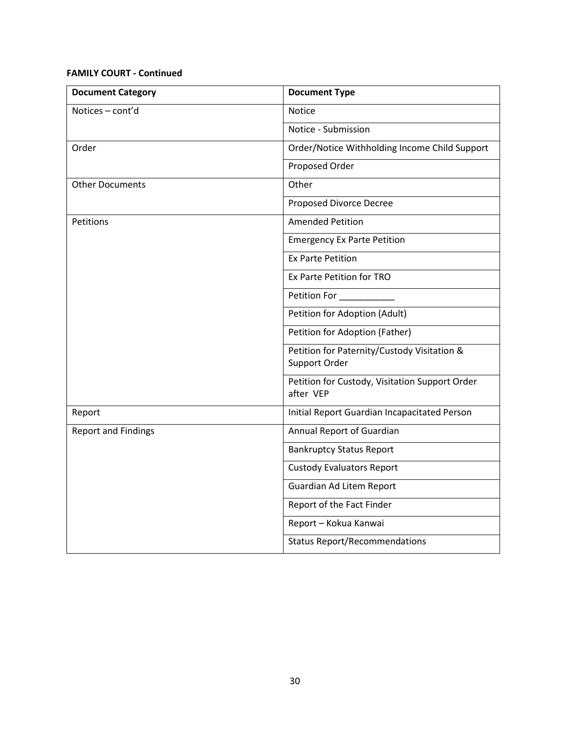**FAMILY COURT - Continued**

| Document Category | Document Type |
|---|---|
| Notices – cont'd | Notice |
| | Notice - Submission |
| Order | Order/Notice Withholding Income Child Support |
| | Proposed Order |
| Other Documents | Other |
| | Proposed Divorce Decree |
| Petitions | Amended Petition |
| | Emergency Ex Parte Petition |
| | Ex Parte Petition |
| | Ex Parte Petition for TRO |
| | Petition For ___________ |
| | Petition for Adoption (Adult) |
| | Petition for Adoption (Father) |
| | Petition for Paternity/Custody Visitation & Support Order |
| | Petition for Custody, Visitation Support Order after VEP |
| Report | Initial Report Guardian Incapacitated Person |
| Report and Findings | Annual Report of Guardian |
| | Bankruptcy Status Report |
| | Custody Evaluators Report |
| | Guardian Ad Litem Report |
| | Report of the Fact Finder |
| | Report – Kokua Kanwai |
| | Status Report/Recommendations |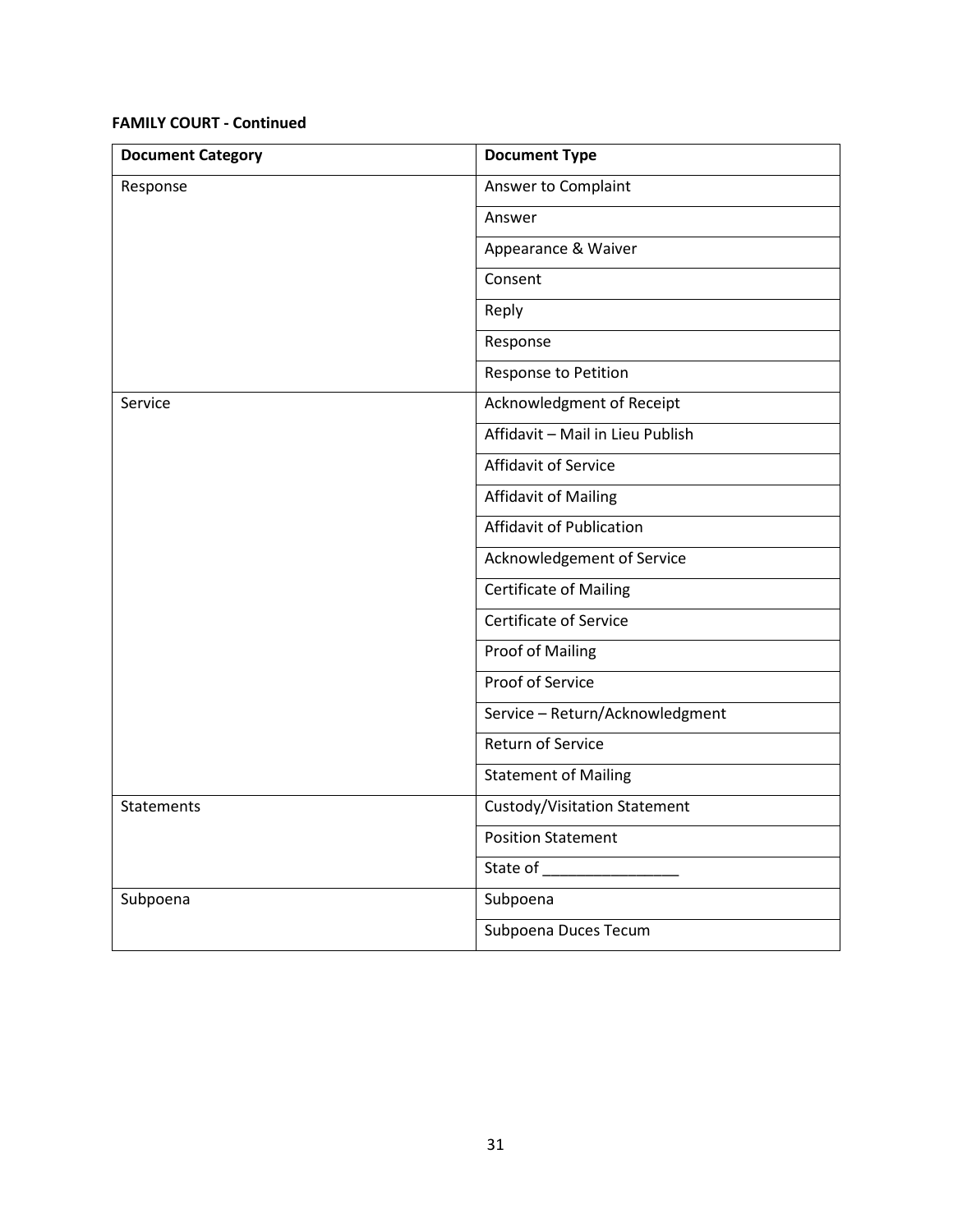**FAMILY COURT - Continued**

| Document Category | Document Type |
|---|---|
| Response | Answer to Complaint |
| | Answer |
| | Appearance & Waiver |
| | Consent |
| | Reply |
| | Response |
| | Response to Petition |
| Service | Acknowledgment of Receipt |
| | Affidavit – Mail in Lieu Publish |
| | Affidavit of Service |
| | Affidavit of Mailing |
| | Affidavit of Publication |
| | Acknowledgement of Service |
| | Certificate of Mailing |
| | Certificate of Service |
| | Proof of Mailing |
| | Proof of Service |
| | Service – Return/Acknowledgment |
| | Return of Service |
| | Statement of Mailing |
| Statements | Custody/Visitation Statement |
| | Position Statement |
| | State of ________________ |
| Subpoena | Subpoena |
| | Subpoena Duces Tecum |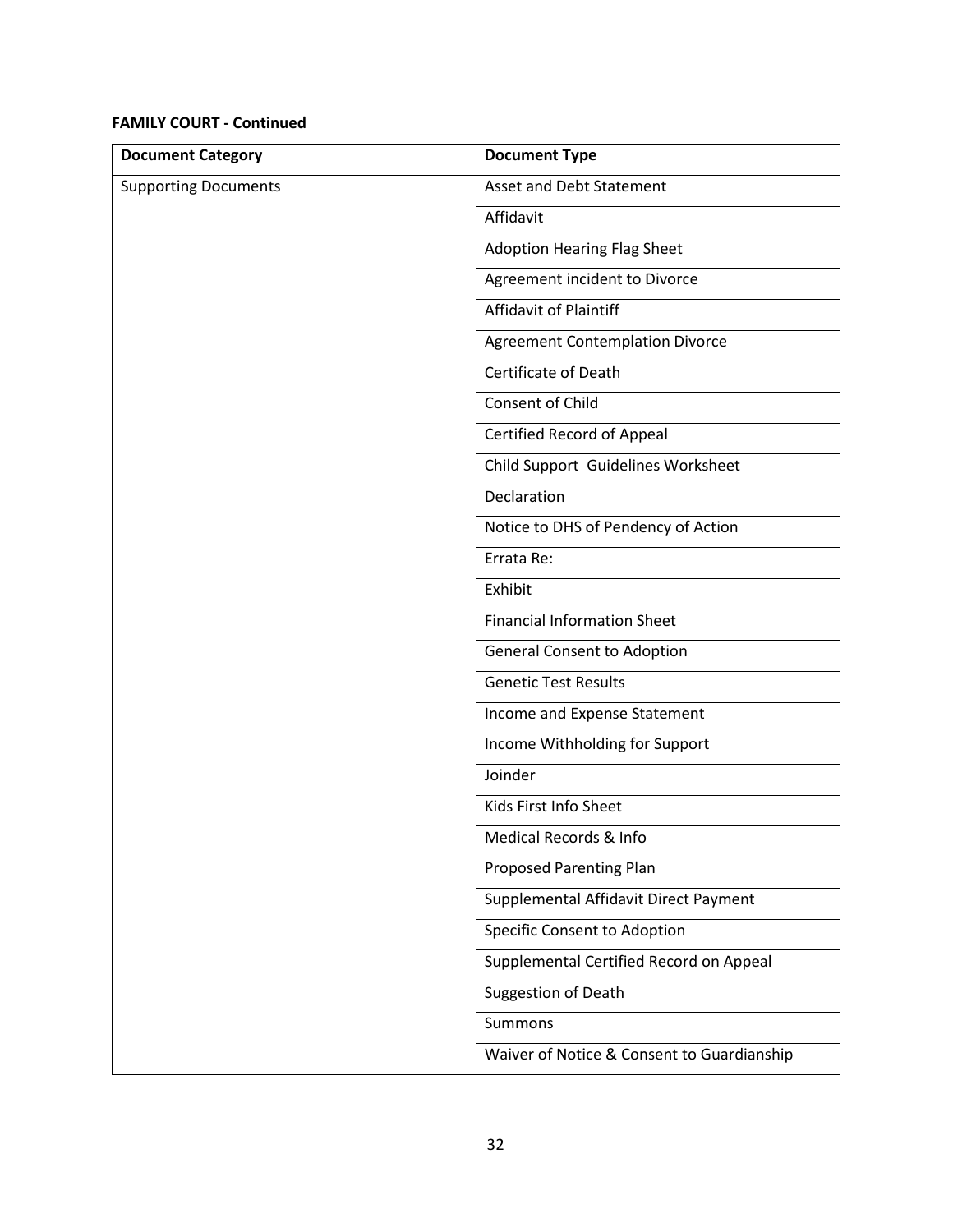**FAMILY COURT - Continued**

| Document Category | Document Type |
|---|---|
| Supporting Documents | Asset and Debt Statement |
| | Affidavit |
| | Adoption Hearing Flag Sheet |
| | Agreement incident to Divorce |
| | Affidavit of Plaintiff |
| | Agreement Contemplation Divorce |
| | Certificate of Death |
| | Consent of Child |
| | Certified Record of Appeal |
| | Child Support Guidelines Worksheet |
| | Declaration |
| | Notice to DHS of Pendency of Action |
| | Errata Re: |
| | Exhibit |
| | Financial Information Sheet |
| | General Consent to Adoption |
| | Genetic Test Results |
| | Income and Expense Statement |
| | Income Withholding for Support |
| | Joinder |
| | Kids First Info Sheet |
| | Medical Records & Info |
| | Proposed Parenting Plan |
| | Supplemental Affidavit Direct Payment |
| | Specific Consent to Adoption |
| | Supplemental Certified Record on Appeal |
| | Suggestion of Death |
| | Summons |
| | Waiver of Notice & Consent to Guardianship |